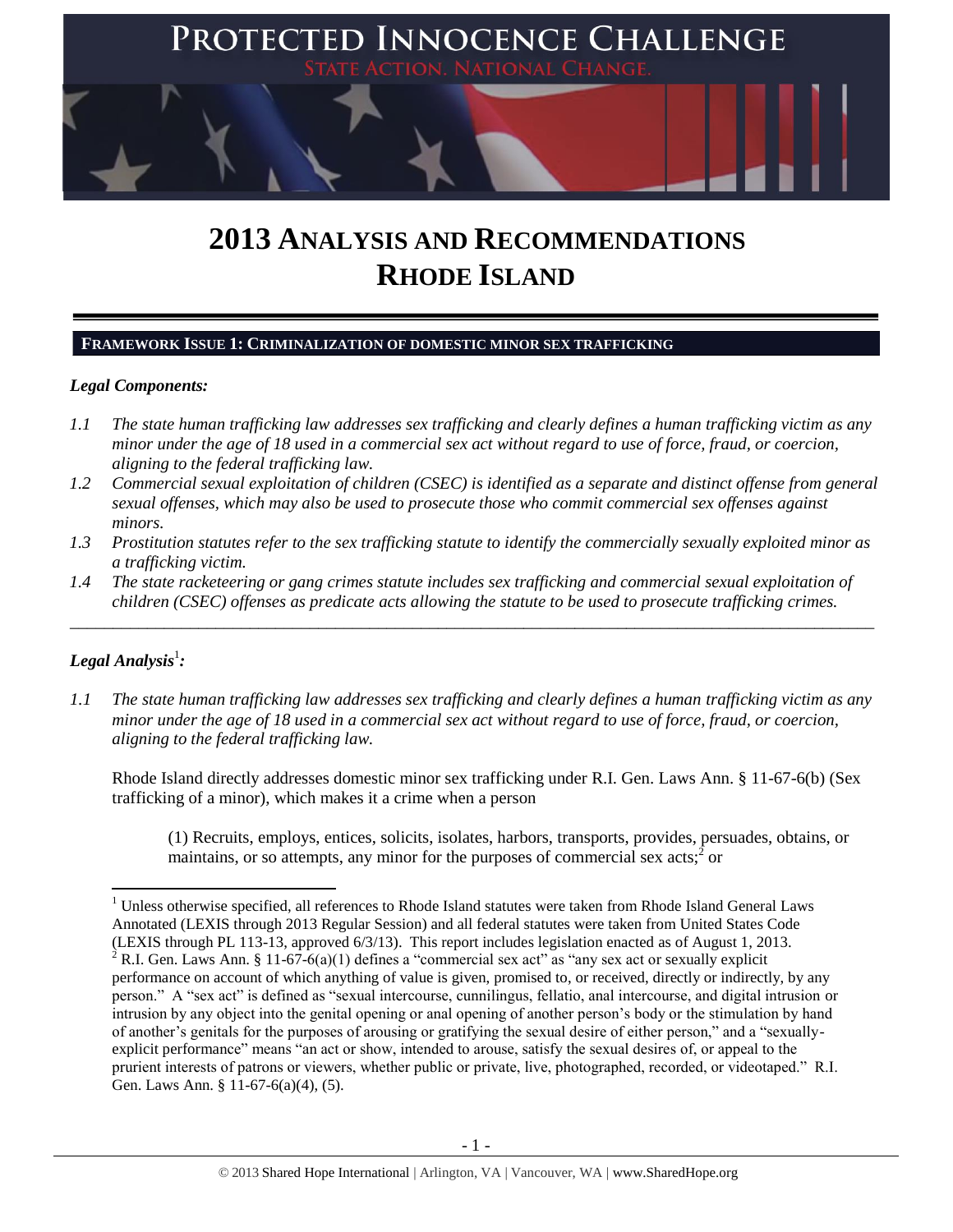# PROTECTED INNOCENCE CHALLENGE

STATE ACTION. NATIONAL CHANGE.

# 2013 ANALYSIS AND RECOMMENDATIONS RHODE ISLAND

## FRAMEWORK ISSUE 1: CRIMINALIZATION OF DOMESTIC MINOR SEX TRAFFICKING

### *Legal Components:*

*1.1 The state human trafficking law addresses sex trafficking and clearly defines a human trafficking victim as any minor under the age of 18 used in a commercial sex act without regard to use of force, fraud, or coercion, aligning to the federal trafficking law.*

*1.2 Commercial sexual exploitation of children (CSEC) is identified as a separate and distinct offense from general sexual offenses, which may also be used to prosecute those who commit commercial sex offenses against minors.*

*1.3 Prostitution statutes refer to the sex trafficking statute to identify the commercially sexually exploited minor as a trafficking victim.*

*1.4 The state racketeering or gang crimes statute includes sex trafficking and commercial sexual exploitation of children (CSEC) offenses as predicate acts allowing the statute to be used to prosecute trafficking crimes.*

---

### *Legal Analysis*[1]*:*

*1.1 The state human trafficking law addresses sex trafficking and clearly defines a human trafficking victim as any minor under the age of 18 used in a commercial sex act without regard to use of force, fraud, or coercion, aligning to the federal trafficking law.*

Rhode Island directly addresses domestic minor sex trafficking under R.I. Gen. Laws Ann. § 11-67-6(b) (Sex trafficking of a minor), which makes it a crime when a person

> (1) Recruits, employs, entices, solicits, isolates, harbors, transports, provides, persuades, obtains, or maintains, or so attempts, any minor for the purposes of commercial sex acts;[2] or

---

[1] Unless otherwise specified, all references to Rhode Island statutes were taken from Rhode Island General Laws Annotated (LEXIS through 2013 Regular Session) and all federal statutes were taken from United States Code (LEXIS through PL 113-13, approved 6/3/13). This report includes legislation enacted as of August 1, 2013.

[2] R.I. Gen. Laws Ann. § 11-67-6(a)(1) defines a "commercial sex act" as "any sex act or sexually explicit performance on account of which anything of value is given, promised to, or received, directly or indirectly, by any person." A "sex act" is defined as "sexual intercourse, cunnilingus, fellatio, anal intercourse, and digital intrusion or intrusion by any object into the genital opening or anal opening of another person's body or the stimulation by hand of another's genitals for the purposes of arousing or gratifying the sexual desire of either person," and a "sexually-explicit performance" means "an act or show, intended to arouse, satisfy the sexual desires of, or appeal to the prurient interests of patrons or viewers, whether public or private, live, photographed, recorded, or videotaped." R.I. Gen. Laws Ann. § 11-67-6(a)(4), (5).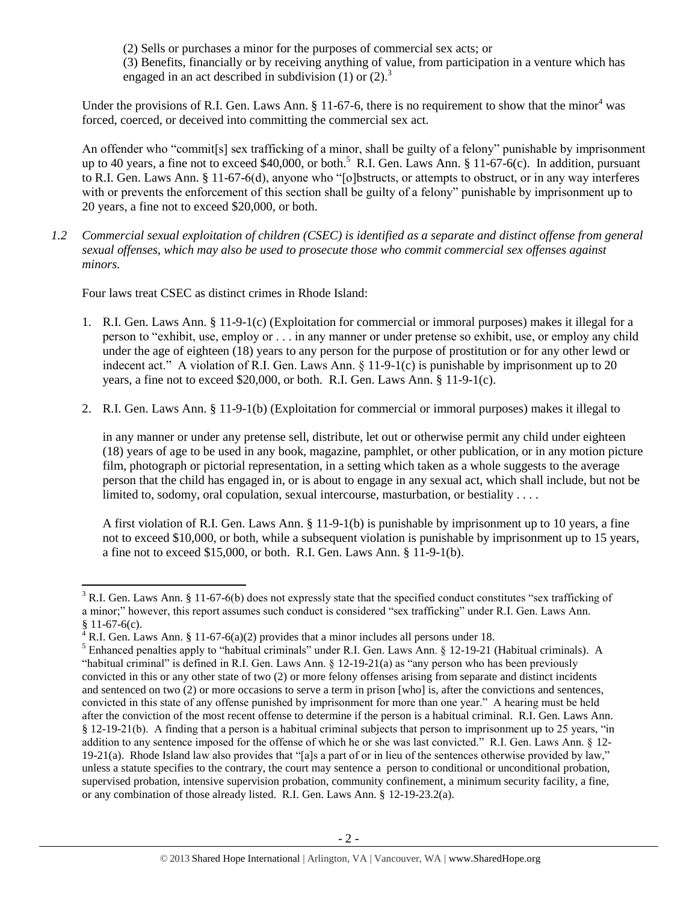(2) Sells or purchases a minor for the purposes of commercial sex acts; or

(3) Benefits, financially or by receiving anything of value, from participation in a venture which has engaged in an act described in subdivision (1) or (2).[3]

Under the provisions of R.I. Gen. Laws Ann. § 11-67-6, there is no requirement to show that the minor[4] was forced, coerced, or deceived into committing the commercial sex act.

An offender who "commit[s] sex trafficking of a minor, shall be guilty of a felony" punishable by imprisonment up to 40 years, a fine not to exceed $40,000, or both.[5] R.I. Gen. Laws Ann. § 11-67-6(c). In addition, pursuant to R.I. Gen. Laws Ann. § 11-67-6(d), anyone who "[o]bstructs, or attempts to obstruct, or in any way interferes with or prevents the enforcement of this section shall be guilty of a felony" punishable by imprisonment up to 20 years, a fine not to exceed $20,000, or both.

*1.2 Commercial sexual exploitation of children (CSEC) is identified as a separate and distinct offense from general sexual offenses, which may also be used to prosecute those who commit commercial sex offenses against minors.*

Four laws treat CSEC as distinct crimes in Rhode Island:

1. R.I. Gen. Laws Ann. § 11-9-1(c) (Exploitation for commercial or immoral purposes) makes it illegal for a person to "exhibit, use, employ or . . . in any manner or under pretense so exhibit, use, or employ any child under the age of eighteen (18) years to any person for the purpose of prostitution or for any other lewd or indecent act." A violation of R.I. Gen. Laws Ann. § 11-9-1(c) is punishable by imprisonment up to 20 years, a fine not to exceed $20,000, or both. R.I. Gen. Laws Ann. § 11-9-1(c).

2. R.I. Gen. Laws Ann. § 11-9-1(b) (Exploitation for commercial or immoral purposes) makes it illegal to

   in any manner or under any pretense sell, distribute, let out or otherwise permit any child under eighteen (18) years of age to be used in any book, magazine, pamphlet, or other publication, or in any motion picture film, photograph or pictorial representation, in a setting which taken as a whole suggests to the average person that the child has engaged in, or is about to engage in any sexual act, which shall include, but not be limited to, sodomy, oral copulation, sexual intercourse, masturbation, or bestiality . . . .

   A first violation of R.I. Gen. Laws Ann. § 11-9-1(b) is punishable by imprisonment up to 10 years, a fine not to exceed $10,000, or both, while a subsequent violation is punishable by imprisonment up to 15 years, a fine not to exceed $15,000, or both. R.I. Gen. Laws Ann. § 11-9-1(b).

---

[3] R.I. Gen. Laws Ann. § 11-67-6(b) does not expressly state that the specified conduct constitutes "sex trafficking of a minor;" however, this report assumes such conduct is considered "sex trafficking" under R.I. Gen. Laws Ann. § 11-67-6(c).

[4] R.I. Gen. Laws Ann. § 11-67-6(a)(2) provides that a minor includes all persons under 18.

[5] Enhanced penalties apply to "habitual criminals" under R.I. Gen. Laws Ann. § 12-19-21 (Habitual criminals). A "habitual criminal" is defined in R.I. Gen. Laws Ann. § 12-19-21(a) as "any person who has been previously convicted in this or any other state of two (2) or more felony offenses arising from separate and distinct incidents and sentenced on two (2) or more occasions to serve a term in prison [who] is, after the convictions and sentences, convicted in this state of any offense punished by imprisonment for more than one year." A hearing must be held after the conviction of the most recent offense to determine if the person is a habitual criminal. R.I. Gen. Laws Ann. § 12-19-21(b). A finding that a person is a habitual criminal subjects that person to imprisonment up to 25 years, "in addition to any sentence imposed for the offense of which he or she was last convicted." R.I. Gen. Laws Ann. § 12-19-21(a). Rhode Island law also provides that "[a]s a part of or in lieu of the sentences otherwise provided by law," unless a statute specifies to the contrary, the court may sentence a person to conditional or unconditional probation, supervised probation, intensive supervision probation, community confinement, a minimum security facility, a fine, or any combination of those already listed. R.I. Gen. Laws Ann. § 12-19-23.2(a).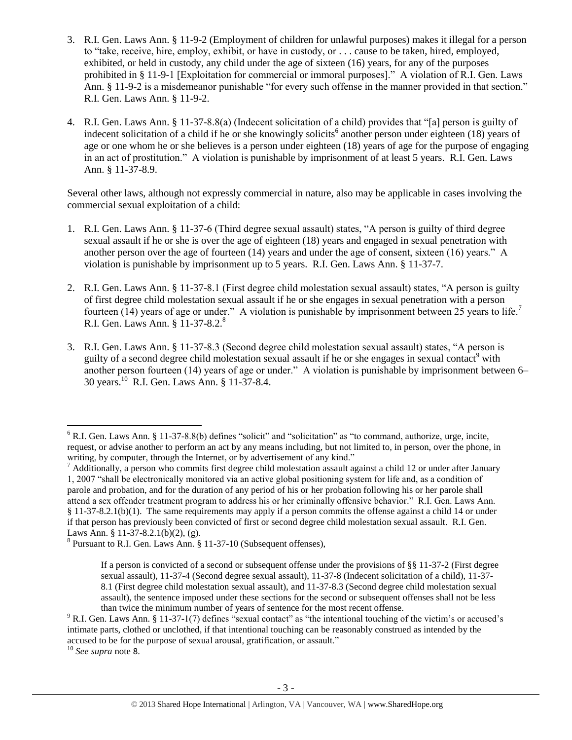3. R.I. Gen. Laws Ann. § 11-9-2 (Employment of children for unlawful purposes) makes it illegal for a person to "take, receive, hire, employ, exhibit, or have in custody, or . . . cause to be taken, hired, employed, exhibited, or held in custody, any child under the age of sixteen (16) years, for any of the purposes prohibited in § 11-9-1 [Exploitation for commercial or immoral purposes]." A violation of R.I. Gen. Laws Ann. § 11-9-2 is a misdemeanor punishable "for every such offense in the manner provided in that section." R.I. Gen. Laws Ann. § 11-9-2.

4. R.I. Gen. Laws Ann. § 11-37-8.8(a) (Indecent solicitation of a child) provides that "[a] person is guilty of indecent solicitation of a child if he or she knowingly solicits[6] another person under eighteen (18) years of age or one whom he or she believes is a person under eighteen (18) years of age for the purpose of engaging in an act of prostitution." A violation is punishable by imprisonment of at least 5 years. R.I. Gen. Laws Ann. § 11-37-8.9.

Several other laws, although not expressly commercial in nature, also may be applicable in cases involving the commercial sexual exploitation of a child:

1. R.I. Gen. Laws Ann. § 11-37-6 (Third degree sexual assault) states, "A person is guilty of third degree sexual assault if he or she is over the age of eighteen (18) years and engaged in sexual penetration with another person over the age of fourteen (14) years and under the age of consent, sixteen (16) years." A violation is punishable by imprisonment up to 5 years. R.I. Gen. Laws Ann. § 11-37-7.

2. R.I. Gen. Laws Ann. § 11-37-8.1 (First degree child molestation sexual assault) states, "A person is guilty of first degree child molestation sexual assault if he or she engages in sexual penetration with a person fourteen (14) years of age or under." A violation is punishable by imprisonment between 25 years to life.[7] R.I. Gen. Laws Ann. § 11-37-8.2.[8]

3. R.I. Gen. Laws Ann. § 11-37-8.3 (Second degree child molestation sexual assault) states, "A person is guilty of a second degree child molestation sexual assault if he or she engages in sexual contact[9] with another person fourteen (14) years of age or under." A violation is punishable by imprisonment between 6–30 years.[10] R.I. Gen. Laws Ann. § 11-37-8.4.

---

[6] R.I. Gen. Laws Ann. § 11-37-8.8(b) defines "solicit" and "solicitation" as "to command, authorize, urge, incite, request, or advise another to perform an act by any means including, but not limited to, in person, over the phone, in writing, by computer, through the Internet, or by advertisement of any kind."

[7] Additionally, a person who commits first degree child molestation assault against a child 12 or under after January 1, 2007 "shall be electronically monitored via an active global positioning system for life and, as a condition of parole and probation, and for the duration of any period of his or her probation following his or her parole shall attend a sex offender treatment program to address his or her criminally offensive behavior." R.I. Gen. Laws Ann. § 11-37-8.2.1(b)(1). The same requirements may apply if a person commits the offense against a child 14 or under if that person has previously been convicted of first or second degree child molestation sexual assault. R.I. Gen. Laws Ann. § 11-37-8.2.1(b)(2), (g).

[8] Pursuant to R.I. Gen. Laws Ann. § 11-37-10 (Subsequent offenses),

> If a person is convicted of a second or subsequent offense under the provisions of §§ 11-37-2 (First degree sexual assault), 11-37-4 (Second degree sexual assault), 11-37-8 (Indecent solicitation of a child), 11-37-8.1 (First degree child molestation sexual assault), and 11-37-8.3 (Second degree child molestation sexual assault), the sentence imposed under these sections for the second or subsequent offenses shall not be less than twice the minimum number of years of sentence for the most recent offense.

[9] R.I. Gen. Laws Ann. § 11-37-1(7) defines "sexual contact" as "the intentional touching of the victim's or accused's intimate parts, clothed or unclothed, if that intentional touching can be reasonably construed as intended by the accused to be for the purpose of sexual arousal, gratification, or assault."

[10] *See supra* note 8.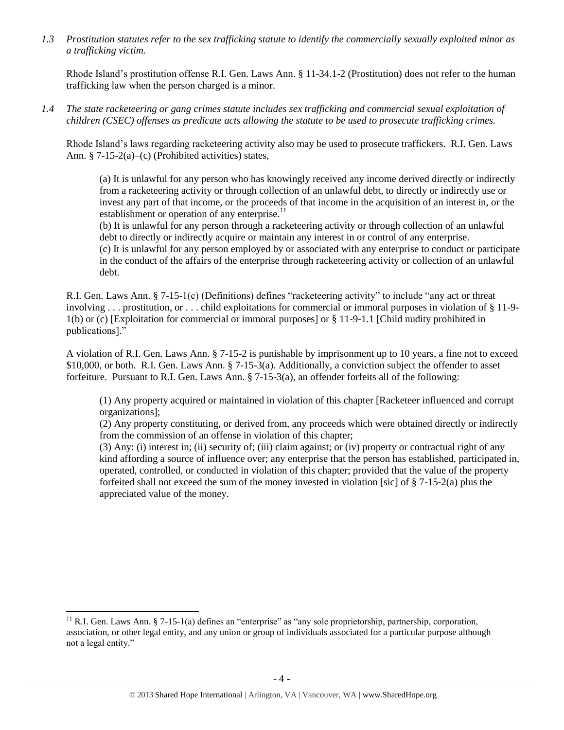*1.3 Prostitution statutes refer to the sex trafficking statute to identify the commercially sexually exploited minor as a trafficking victim.*

Rhode Island's prostitution offense R.I. Gen. Laws Ann. § 11-34.1-2 (Prostitution) does not refer to the human trafficking law when the person charged is a minor.

*1.4 The state racketeering or gang crimes statute includes sex trafficking and commercial sexual exploitation of children (CSEC) offenses as predicate acts allowing the statute to be used to prosecute trafficking crimes.*

Rhode Island's laws regarding racketeering activity also may be used to prosecute traffickers. R.I. Gen. Laws Ann. § 7-15-2(a)–(c) (Prohibited activities) states,

> (a) It is unlawful for any person who has knowingly received any income derived directly or indirectly from a racketeering activity or through collection of an unlawful debt, to directly or indirectly use or invest any part of that income, or the proceeds of that income in the acquisition of an interest in, or the establishment or operation of any enterprise.[11]
>
> (b) It is unlawful for any person through a racketeering activity or through collection of an unlawful debt to directly or indirectly acquire or maintain any interest in or control of any enterprise.
>
> (c) It is unlawful for any person employed by or associated with any enterprise to conduct or participate in the conduct of the affairs of the enterprise through racketeering activity or collection of an unlawful debt.

R.I. Gen. Laws Ann. § 7-15-1(c) (Definitions) defines "racketeering activity" to include "any act or threat involving . . . prostitution, or . . . child exploitations for commercial or immoral purposes in violation of § 11-9-1(b) or (c) [Exploitation for commercial or immoral purposes] or § 11-9-1.1 [Child nudity prohibited in publications]."

A violation of R.I. Gen. Laws Ann. § 7-15-2 is punishable by imprisonment up to 10 years, a fine not to exceed $10,000, or both. R.I. Gen. Laws Ann. § 7-15-3(a). Additionally, a conviction subject the offender to asset forfeiture. Pursuant to R.I. Gen. Laws Ann. § 7-15-3(a), an offender forfeits all of the following:

> (1) Any property acquired or maintained in violation of this chapter [Racketeer influenced and corrupt organizations];
>
> (2) Any property constituting, or derived from, any proceeds which were obtained directly or indirectly from the commission of an offense in violation of this chapter;
>
> (3) Any: (i) interest in; (ii) security of; (iii) claim against; or (iv) property or contractual right of any kind affording a source of influence over; any enterprise that the person has established, participated in, operated, controlled, or conducted in violation of this chapter; provided that the value of the property forfeited shall not exceed the sum of the money invested in violation [sic] of § 7-15-2(a) plus the appreciated value of the money.

---

[11] R.I. Gen. Laws Ann. § 7-15-1(a) defines an "enterprise" as "any sole proprietorship, partnership, corporation, association, or other legal entity, and any union or group of individuals associated for a particular purpose although not a legal entity."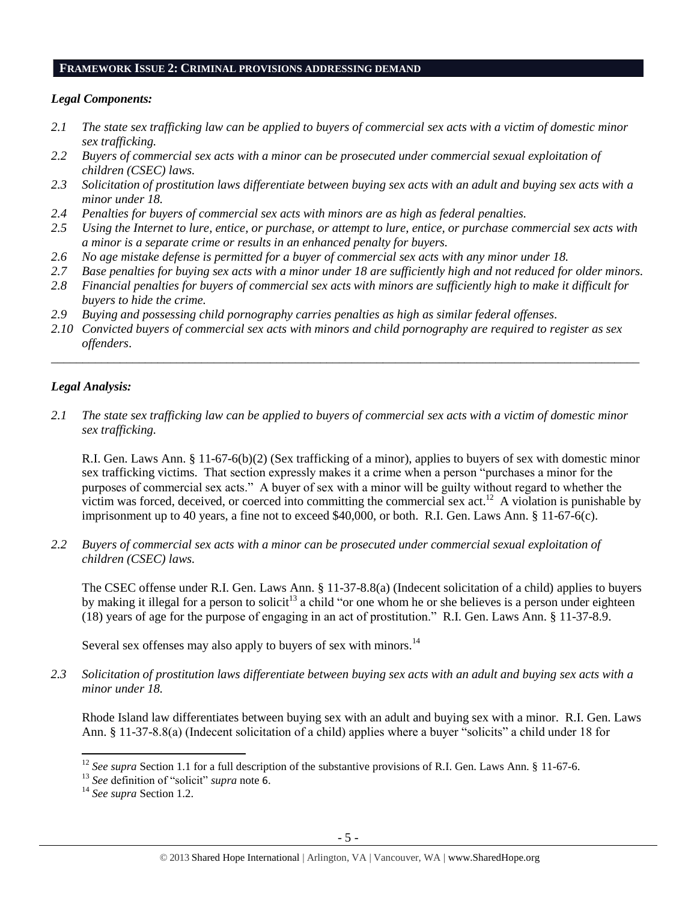## FRAMEWORK ISSUE 2: CRIMINAL PROVISIONS ADDRESSING DEMAND

### *Legal Components:*

*2.1 The state sex trafficking law can be applied to buyers of commercial sex acts with a victim of domestic minor sex trafficking.*

*2.2 Buyers of commercial sex acts with a minor can be prosecuted under commercial sexual exploitation of children (CSEC) laws.*

*2.3 Solicitation of prostitution laws differentiate between buying sex acts with an adult and buying sex acts with a minor under 18.*

*2.4 Penalties for buyers of commercial sex acts with minors are as high as federal penalties.*

*2.5 Using the Internet to lure, entice, or purchase, or attempt to lure, entice, or purchase commercial sex acts with a minor is a separate crime or results in an enhanced penalty for buyers.*

*2.6 No age mistake defense is permitted for a buyer of commercial sex acts with any minor under 18.*

*2.7 Base penalties for buying sex acts with a minor under 18 are sufficiently high and not reduced for older minors.*

*2.8 Financial penalties for buyers of commercial sex acts with minors are sufficiently high to make it difficult for buyers to hide the crime.*

*2.9 Buying and possessing child pornography carries penalties as high as similar federal offenses.*

*2.10 Convicted buyers of commercial sex acts with minors and child pornography are required to register as sex offenders.*

---

### *Legal Analysis:*

*2.1 The state sex trafficking law can be applied to buyers of commercial sex acts with a victim of domestic minor sex trafficking.*

R.I. Gen. Laws Ann. § 11-67-6(b)(2) (Sex trafficking of a minor), applies to buyers of sex with domestic minor sex trafficking victims. That section expressly makes it a crime when a person "purchases a minor for the purposes of commercial sex acts." A buyer of sex with a minor will be guilty without regard to whether the victim was forced, deceived, or coerced into committing the commercial sex act.[12] A violation is punishable by imprisonment up to 40 years, a fine not to exceed $40,000, or both. R.I. Gen. Laws Ann. § 11-67-6(c).

*2.2 Buyers of commercial sex acts with a minor can be prosecuted under commercial sexual exploitation of children (CSEC) laws.*

The CSEC offense under R.I. Gen. Laws Ann. § 11-37-8.8(a) (Indecent solicitation of a child) applies to buyers by making it illegal for a person to solicit[13] a child "or one whom he or she believes is a person under eighteen (18) years of age for the purpose of engaging in an act of prostitution." R.I. Gen. Laws Ann. § 11-37-8.9.

Several sex offenses may also apply to buyers of sex with minors.[14]

*2.3 Solicitation of prostitution laws differentiate between buying sex acts with an adult and buying sex acts with a minor under 18.*

Rhode Island law differentiates between buying sex with an adult and buying sex with a minor. R.I. Gen. Laws Ann. § 11-37-8.8(a) (Indecent solicitation of a child) applies where a buyer "solicits" a child under 18 for

---

[12] *See supra* Section 1.1 for a full description of the substantive provisions of R.I. Gen. Laws Ann. § 11-67-6.

[13] *See* definition of "solicit" *supra* note 6.

[14] *See supra* Section 1.2.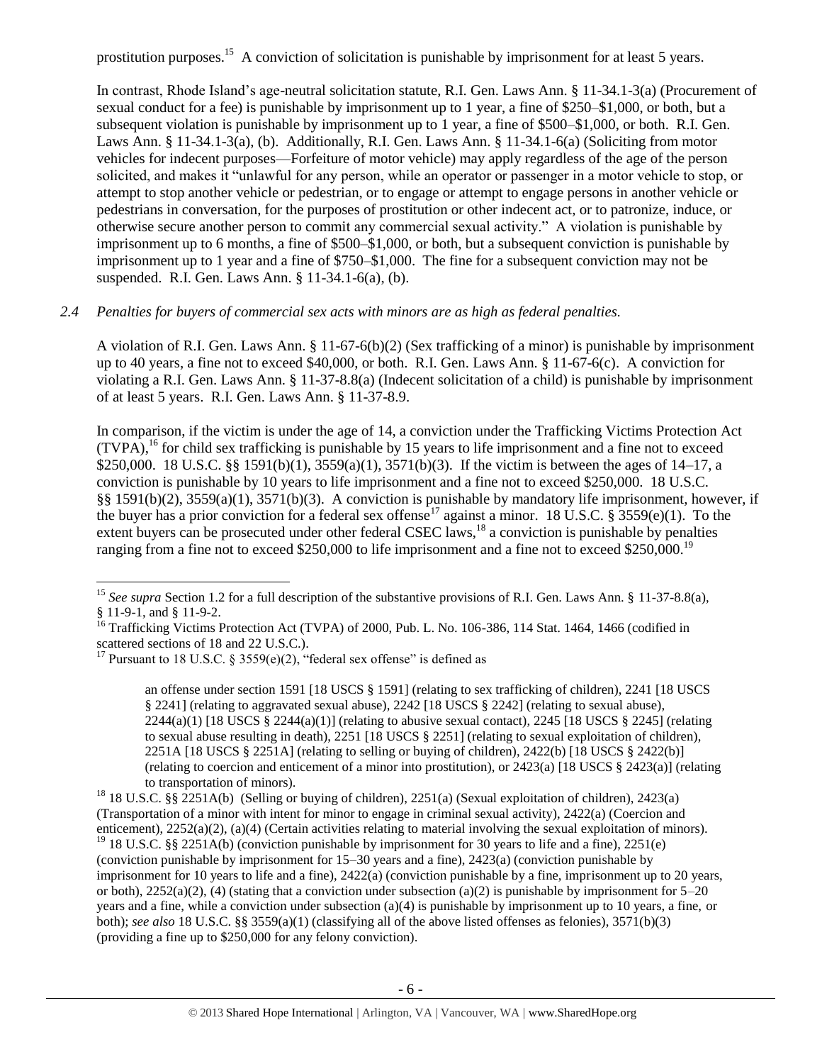prostitution purposes.[15] A conviction of solicitation is punishable by imprisonment for at least 5 years.

In contrast, Rhode Island's age-neutral solicitation statute, R.I. Gen. Laws Ann. § 11-34.1-3(a) (Procurement of sexual conduct for a fee) is punishable by imprisonment up to 1 year, a fine of $250–$1,000, or both, but a subsequent violation is punishable by imprisonment up to 1 year, a fine of $500–$1,000, or both. R.I. Gen. Laws Ann. § 11-34.1-3(a), (b). Additionally, R.I. Gen. Laws Ann. § 11-34.1-6(a) (Soliciting from motor vehicles for indecent purposes—Forfeiture of motor vehicle) may apply regardless of the age of the person solicited, and makes it "unlawful for any person, while an operator or passenger in a motor vehicle to stop, or attempt to stop another vehicle or pedestrian, or to engage or attempt to engage persons in another vehicle or pedestrians in conversation, for the purposes of prostitution or other indecent act, or to patronize, induce, or otherwise secure another person to commit any commercial sexual activity." A violation is punishable by imprisonment up to 6 months, a fine of $500–$1,000, or both, but a subsequent conviction is punishable by imprisonment up to 1 year and a fine of $750–$1,000. The fine for a subsequent conviction may not be suspended. R.I. Gen. Laws Ann. § 11-34.1-6(a), (b).

*2.4 Penalties for buyers of commercial sex acts with minors are as high as federal penalties.*

A violation of R.I. Gen. Laws Ann. § 11-67-6(b)(2) (Sex trafficking of a minor) is punishable by imprisonment up to 40 years, a fine not to exceed $40,000, or both. R.I. Gen. Laws Ann. § 11-67-6(c). A conviction for violating a R.I. Gen. Laws Ann. § 11-37-8.8(a) (Indecent solicitation of a child) is punishable by imprisonment of at least 5 years. R.I. Gen. Laws Ann. § 11-37-8.9.

In comparison, if the victim is under the age of 14, a conviction under the Trafficking Victims Protection Act (TVPA),[16] for child sex trafficking is punishable by 15 years to life imprisonment and a fine not to exceed $250,000. 18 U.S.C. §§ 1591(b)(1), 3559(a)(1), 3571(b)(3). If the victim is between the ages of 14–17, a conviction is punishable by 10 years to life imprisonment and a fine not to exceed $250,000. 18 U.S.C. §§ 1591(b)(2), 3559(a)(1), 3571(b)(3). A conviction is punishable by mandatory life imprisonment, however, if the buyer has a prior conviction for a federal sex offense[17] against a minor. 18 U.S.C. § 3559(e)(1). To the extent buyers can be prosecuted under other federal CSEC laws,[18] a conviction is punishable by penalties ranging from a fine not to exceed $250,000 to life imprisonment and a fine not to exceed $250,000.[19]

---

[15] *See supra* Section 1.2 for a full description of the substantive provisions of R.I. Gen. Laws Ann. § 11-37-8.8(a), § 11-9-1, and § 11-9-2.

[16] Trafficking Victims Protection Act (TVPA) of 2000, Pub. L. No. 106-386, 114 Stat. 1464, 1466 (codified in scattered sections of 18 and 22 U.S.C.).

[17] Pursuant to 18 U.S.C. § 3559(e)(2), "federal sex offense" is defined as

> an offense under section 1591 [18 USCS § 1591] (relating to sex trafficking of children), 2241 [18 USCS § 2241] (relating to aggravated sexual abuse), 2242 [18 USCS § 2242] (relating to sexual abuse), 2244(a)(1) [18 USCS § 2244(a)(1)] (relating to abusive sexual contact), 2245 [18 USCS § 2245] (relating to sexual abuse resulting in death), 2251 [18 USCS § 2251] (relating to sexual exploitation of children), 2251A [18 USCS § 2251A] (relating to selling or buying of children), 2422(b) [18 USCS § 2422(b)] (relating to coercion and enticement of a minor into prostitution), or 2423(a) [18 USCS § 2423(a)] (relating to transportation of minors).

[18] 18 U.S.C. §§ 2251A(b) (Selling or buying of children), 2251(a) (Sexual exploitation of children), 2423(a) (Transportation of a minor with intent for minor to engage in criminal sexual activity), 2422(a) (Coercion and enticement), 2252(a)(2), (a)(4) (Certain activities relating to material involving the sexual exploitation of minors).

[19] 18 U.S.C. §§ 2251A(b) (conviction punishable by imprisonment for 30 years to life and a fine), 2251(e) (conviction punishable by imprisonment for 15–30 years and a fine), 2423(a) (conviction punishable by imprisonment for 10 years to life and a fine), 2422(a) (conviction punishable by a fine, imprisonment up to 20 years, or both), 2252(a)(2), (4) (stating that a conviction under subsection (a)(2) is punishable by imprisonment for 5–20 years and a fine, while a conviction under subsection (a)(4) is punishable by imprisonment up to 10 years, a fine, or both); *see also* 18 U.S.C. §§ 3559(a)(1) (classifying all of the above listed offenses as felonies), 3571(b)(3) (providing a fine up to $250,000 for any felony conviction).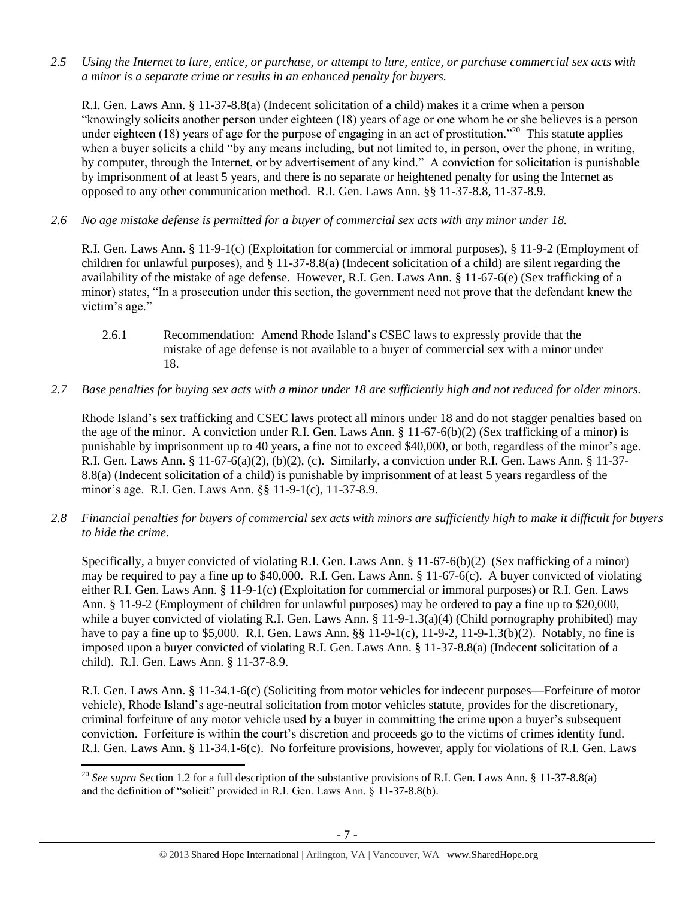*2.5 Using the Internet to lure, entice, or purchase, or attempt to lure, entice, or purchase commercial sex acts with a minor is a separate crime or results in an enhanced penalty for buyers.*

R.I. Gen. Laws Ann. § 11-37-8.8(a) (Indecent solicitation of a child) makes it a crime when a person "knowingly solicits another person under eighteen (18) years of age or one whom he or she believes is a person under eighteen (18) years of age for the purpose of engaging in an act of prostitution."[20] This statute applies when a buyer solicits a child "by any means including, but not limited to, in person, over the phone, in writing, by computer, through the Internet, or by advertisement of any kind." A conviction for solicitation is punishable by imprisonment of at least 5 years, and there is no separate or heightened penalty for using the Internet as opposed to any other communication method. R.I. Gen. Laws Ann. §§ 11-37-8.8, 11-37-8.9.

*2.6 No age mistake defense is permitted for a buyer of commercial sex acts with any minor under 18.*

R.I. Gen. Laws Ann. § 11-9-1(c) (Exploitation for commercial or immoral purposes), § 11-9-2 (Employment of children for unlawful purposes), and § 11-37-8.8(a) (Indecent solicitation of a child) are silent regarding the availability of the mistake of age defense. However, R.I. Gen. Laws Ann. § 11-67-6(e) (Sex trafficking of a minor) states, "In a prosecution under this section, the government need not prove that the defendant knew the victim's age."

2.6.1 Recommendation: Amend Rhode Island's CSEC laws to expressly provide that the mistake of age defense is not available to a buyer of commercial sex with a minor under 18.

*2.7 Base penalties for buying sex acts with a minor under 18 are sufficiently high and not reduced for older minors.*

Rhode Island's sex trafficking and CSEC laws protect all minors under 18 and do not stagger penalties based on the age of the minor. A conviction under R.I. Gen. Laws Ann. § 11-67-6(b)(2) (Sex trafficking of a minor) is punishable by imprisonment up to 40 years, a fine not to exceed $40,000, or both, regardless of the minor's age. R.I. Gen. Laws Ann. § 11-67-6(a)(2), (b)(2), (c). Similarly, a conviction under R.I. Gen. Laws Ann. § 11-37-8.8(a) (Indecent solicitation of a child) is punishable by imprisonment of at least 5 years regardless of the minor's age. R.I. Gen. Laws Ann. §§ 11-9-1(c), 11-37-8.9.

*2.8 Financial penalties for buyers of commercial sex acts with minors are sufficiently high to make it difficult for buyers to hide the crime.*

Specifically, a buyer convicted of violating R.I. Gen. Laws Ann. § 11-67-6(b)(2) (Sex trafficking of a minor) may be required to pay a fine up to $40,000. R.I. Gen. Laws Ann. § 11-67-6(c). A buyer convicted of violating either R.I. Gen. Laws Ann. § 11-9-1(c) (Exploitation for commercial or immoral purposes) or R.I. Gen. Laws Ann. § 11-9-2 (Employment of children for unlawful purposes) may be ordered to pay a fine up to $20,000, while a buyer convicted of violating R.I. Gen. Laws Ann. § 11-9-1.3(a)(4) (Child pornography prohibited) may have to pay a fine up to $5,000. R.I. Gen. Laws Ann. §§ 11-9-1(c), 11-9-2, 11-9-1.3(b)(2). Notably, no fine is imposed upon a buyer convicted of violating R.I. Gen. Laws Ann. § 11-37-8.8(a) (Indecent solicitation of a child). R.I. Gen. Laws Ann. § 11-37-8.9.

R.I. Gen. Laws Ann. § 11-34.1-6(c) (Soliciting from motor vehicles for indecent purposes—Forfeiture of motor vehicle), Rhode Island's age-neutral solicitation from motor vehicles statute, provides for the discretionary, criminal forfeiture of any motor vehicle used by a buyer in committing the crime upon a buyer's subsequent conviction. Forfeiture is within the court's discretion and proceeds go to the victims of crimes identity fund. R.I. Gen. Laws Ann. § 11-34.1-6(c). No forfeiture provisions, however, apply for violations of R.I. Gen. Laws

[20] *See supra* Section 1.2 for a full description of the substantive provisions of R.I. Gen. Laws Ann. § 11-37-8.8(a) and the definition of "solicit" provided in R.I. Gen. Laws Ann. § 11-37-8.8(b).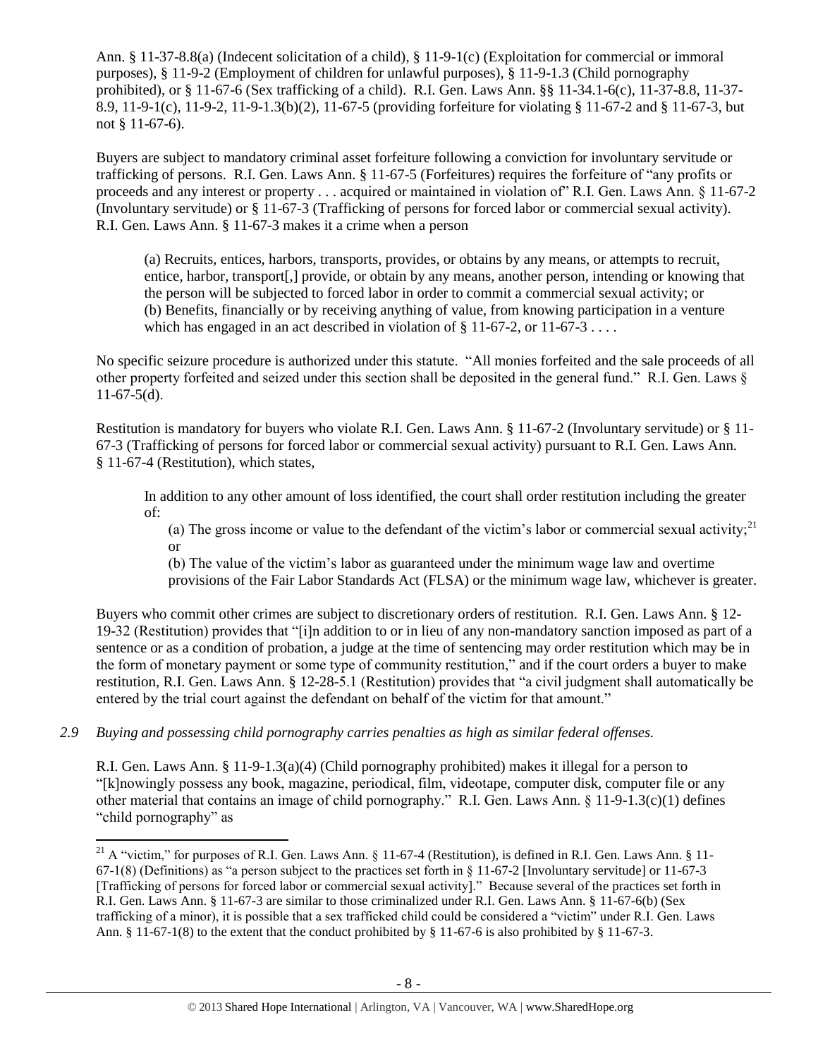Ann. § 11-37-8.8(a) (Indecent solicitation of a child), § 11-9-1(c) (Exploitation for commercial or immoral purposes), § 11-9-2 (Employment of children for unlawful purposes), § 11-9-1.3 (Child pornography prohibited), or § 11-67-6 (Sex trafficking of a child). R.I. Gen. Laws Ann. §§ 11-34.1-6(c), 11-37-8.8, 11-37-8.9, 11-9-1(c), 11-9-2, 11-9-1.3(b)(2), 11-67-5 (providing forfeiture for violating § 11-67-2 and § 11-67-3, but not § 11-67-6).

Buyers are subject to mandatory criminal asset forfeiture following a conviction for involuntary servitude or trafficking of persons. R.I. Gen. Laws Ann. § 11-67-5 (Forfeitures) requires the forfeiture of "any profits or proceeds and any interest or property . . . acquired or maintained in violation of" R.I. Gen. Laws Ann. § 11-67-2 (Involuntary servitude) or § 11-67-3 (Trafficking of persons for forced labor or commercial sexual activity). R.I. Gen. Laws Ann. § 11-67-3 makes it a crime when a person

> (a) Recruits, entices, harbors, transports, provides, or obtains by any means, or attempts to recruit, entice, harbor, transport[,] provide, or obtain by any means, another person, intending or knowing that the person will be subjected to forced labor in order to commit a commercial sexual activity; or
> (b) Benefits, financially or by receiving anything of value, from knowing participation in a venture which has engaged in an act described in violation of § 11-67-2, or 11-67-3 . . . .

No specific seizure procedure is authorized under this statute. "All monies forfeited and the sale proceeds of all other property forfeited and seized under this section shall be deposited in the general fund." R.I. Gen. Laws § 11-67-5(d).

Restitution is mandatory for buyers who violate R.I. Gen. Laws Ann. § 11-67-2 (Involuntary servitude) or § 11-67-3 (Trafficking of persons for forced labor or commercial sexual activity) pursuant to R.I. Gen. Laws Ann. § 11-67-4 (Restitution), which states,

> In addition to any other amount of loss identified, the court shall order restitution including the greater of:
>
> (a) The gross income or value to the defendant of the victim's labor or commercial sexual activity;[21] or
>
> (b) The value of the victim's labor as guaranteed under the minimum wage law and overtime provisions of the Fair Labor Standards Act (FLSA) or the minimum wage law, whichever is greater.

Buyers who commit other crimes are subject to discretionary orders of restitution. R.I. Gen. Laws Ann. § 12-19-32 (Restitution) provides that "[i]n addition to or in lieu of any non-mandatory sanction imposed as part of a sentence or as a condition of probation, a judge at the time of sentencing may order restitution which may be in the form of monetary payment or some type of community restitution," and if the court orders a buyer to make restitution, R.I. Gen. Laws Ann. § 12-28-5.1 (Restitution) provides that "a civil judgment shall automatically be entered by the trial court against the defendant on behalf of the victim for that amount."

*2.9 Buying and possessing child pornography carries penalties as high as similar federal offenses.*

R.I. Gen. Laws Ann. § 11-9-1.3(a)(4) (Child pornography prohibited) makes it illegal for a person to "[k]nowingly possess any book, magazine, periodical, film, videotape, computer disk, computer file or any other material that contains an image of child pornography." R.I. Gen. Laws Ann. § 11-9-1.3(c)(1) defines "child pornography" as

---

[21] A "victim," for purposes of R.I. Gen. Laws Ann. § 11-67-4 (Restitution), is defined in R.I. Gen. Laws Ann. § 11-67-1(8) (Definitions) as "a person subject to the practices set forth in § 11-67-2 [Involuntary servitude] or 11-67-3 [Trafficking of persons for forced labor or commercial sexual activity]." Because several of the practices set forth in R.I. Gen. Laws Ann. § 11-67-3 are similar to those criminalized under R.I. Gen. Laws Ann. § 11-67-6(b) (Sex trafficking of a minor), it is possible that a sex trafficked child could be considered a "victim" under R.I. Gen. Laws Ann. § 11-67-1(8) to the extent that the conduct prohibited by § 11-67-6 is also prohibited by § 11-67-3.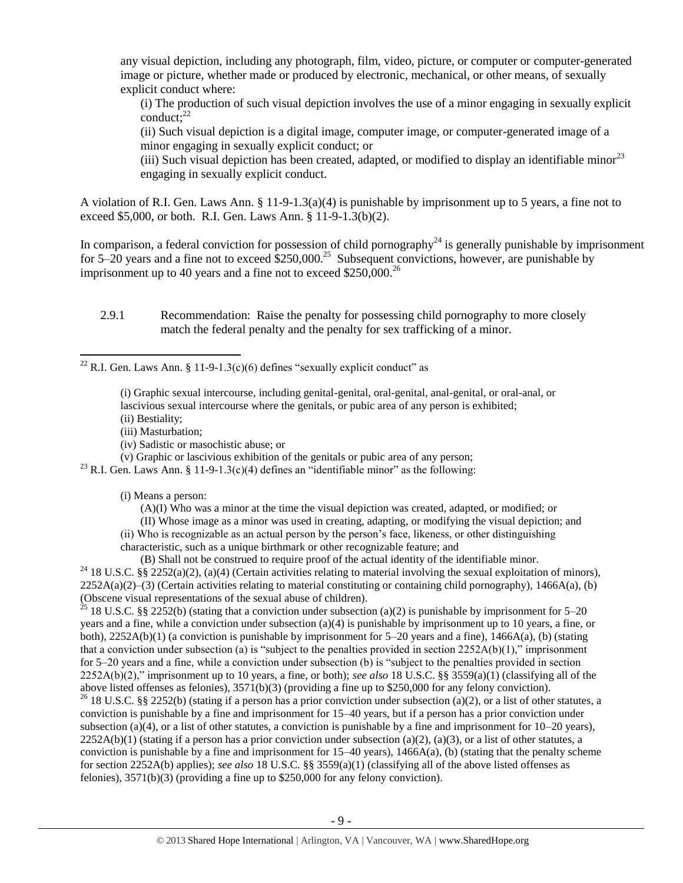any visual depiction, including any photograph, film, video, picture, or computer or computer-generated image or picture, whether made or produced by electronic, mechanical, or other means, of sexually explicit conduct where:

> (i) The production of such visual depiction involves the use of a minor engaging in sexually explicit conduct;[22]
>
> (ii) Such visual depiction is a digital image, computer image, or computer-generated image of a minor engaging in sexually explicit conduct; or
>
> (iii) Such visual depiction has been created, adapted, or modified to display an identifiable minor[23] engaging in sexually explicit conduct.

A violation of R.I. Gen. Laws Ann. § 11-9-1.3(a)(4) is punishable by imprisonment up to 5 years, a fine not to exceed $5,000, or both. R.I. Gen. Laws Ann. § 11-9-1.3(b)(2).

In comparison, a federal conviction for possession of child pornography[24] is generally punishable by imprisonment for 5–20 years and a fine not to exceed $250,000.[25] Subsequent convictions, however, are punishable by imprisonment up to 40 years and a fine not to exceed $250,000.[26]

2.9.1 Recommendation: Raise the penalty for possessing child pornography to more closely match the federal penalty and the penalty for sex trafficking of a minor.

---

[22] R.I. Gen. Laws Ann. § 11-9-1.3(c)(6) defines "sexually explicit conduct" as

> (i) Graphic sexual intercourse, including genital-genital, oral-genital, anal-genital, or oral-anal, or lascivious sexual intercourse where the genitals, or pubic area of any person is exhibited;
> (ii) Bestiality;
> (iii) Masturbation;
> (iv) Sadistic or masochistic abuse; or
> (v) Graphic or lascivious exhibition of the genitals or pubic area of any person;

[23] R.I. Gen. Laws Ann. § 11-9-1.3(c)(4) defines an "identifiable minor" as the following:

> (i) Means a person:
> (A)(I) Who was a minor at the time the visual depiction was created, adapted, or modified; or
> (II) Whose image as a minor was used in creating, adapting, or modifying the visual depiction; and
> (ii) Who is recognizable as an actual person by the person's face, likeness, or other distinguishing characteristic, such as a unique birthmark or other recognizable feature; and
> (B) Shall not be construed to require proof of the actual identity of the identifiable minor.

[24] 18 U.S.C. §§ 2252(a)(2), (a)(4) (Certain activities relating to material involving the sexual exploitation of minors), 2252A(a)(2)–(3) (Certain activities relating to material constituting or containing child pornography), 1466A(a), (b) (Obscene visual representations of the sexual abuse of children).

[25] 18 U.S.C. §§ 2252(b) (stating that a conviction under subsection (a)(2) is punishable by imprisonment for 5–20 years and a fine, while a conviction under subsection (a)(4) is punishable by imprisonment up to 10 years, a fine, or both), 2252A(b)(1) (a conviction is punishable by imprisonment for 5–20 years and a fine), 1466A(a), (b) (stating that a conviction under subsection (a) is "subject to the penalties provided in section 2252A(b)(1)," imprisonment for 5–20 years and a fine, while a conviction under subsection (b) is "subject to the penalties provided in section 2252A(b)(2)," imprisonment up to 10 years, a fine, or both); *see also* 18 U.S.C. §§ 3559(a)(1) (classifying all of the above listed offenses as felonies), 3571(b)(3) (providing a fine up to $250,000 for any felony conviction).

[26] 18 U.S.C. §§ 2252(b) (stating if a person has a prior conviction under subsection (a)(2), or a list of other statutes, a conviction is punishable by a fine and imprisonment for 15–40 years, but if a person has a prior conviction under subsection (a)(4), or a list of other statutes, a conviction is punishable by a fine and imprisonment for 10–20 years), 2252A(b)(1) (stating if a person has a prior conviction under subsection (a)(2), (a)(3), or a list of other statutes, a conviction is punishable by a fine and imprisonment for 15–40 years), 1466A(a), (b) (stating that the penalty scheme for section 2252A(b) applies); *see also* 18 U.S.C. §§ 3559(a)(1) (classifying all of the above listed offenses as felonies), 3571(b)(3) (providing a fine up to $250,000 for any felony conviction).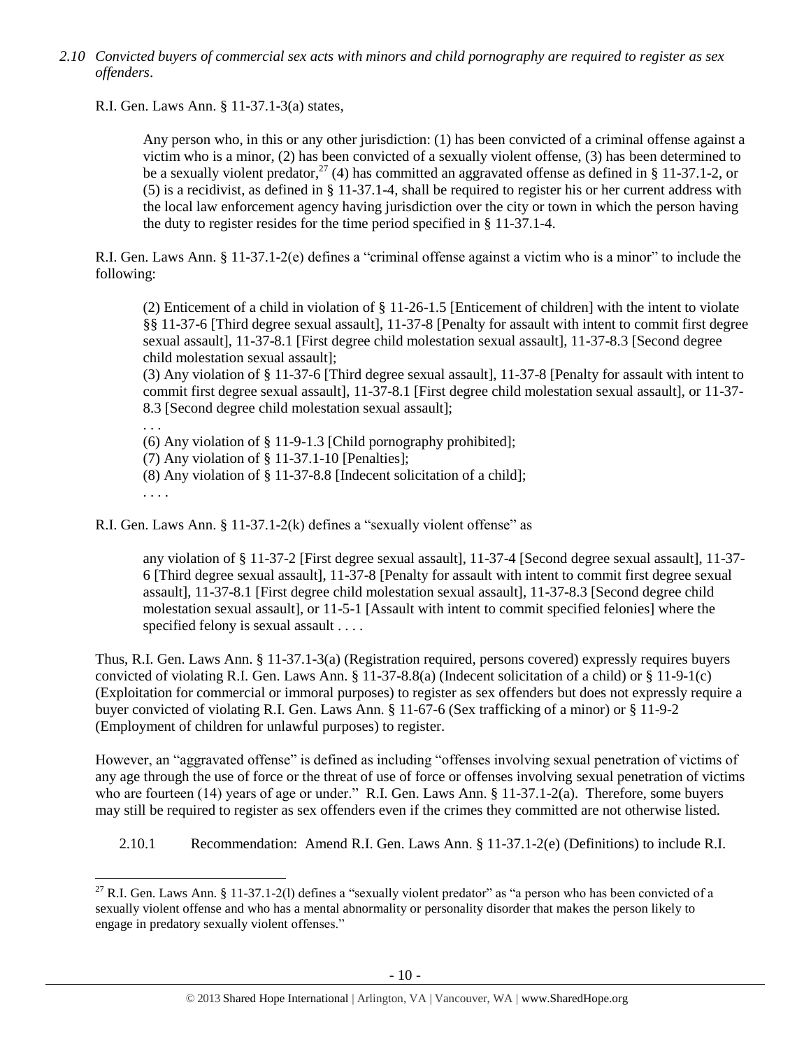*2.10 Convicted buyers of commercial sex acts with minors and child pornography are required to register as sex offenders*.

R.I. Gen. Laws Ann. § 11-37.1-3(a) states,

> Any person who, in this or any other jurisdiction: (1) has been convicted of a criminal offense against a victim who is a minor, (2) has been convicted of a sexually violent offense, (3) has been determined to be a sexually violent predator,[27] (4) has committed an aggravated offense as defined in § 11-37.1-2, or (5) is a recidivist, as defined in § 11-37.1-4, shall be required to register his or her current address with the local law enforcement agency having jurisdiction over the city or town in which the person having the duty to register resides for the time period specified in § 11-37.1-4.

R.I. Gen. Laws Ann. § 11-37.1-2(e) defines a "criminal offense against a victim who is a minor" to include the following:

> (2) Enticement of a child in violation of § 11-26-1.5 [Enticement of children] with the intent to violate §§ 11-37-6 [Third degree sexual assault], 11-37-8 [Penalty for assault with intent to commit first degree sexual assault], 11-37-8.1 [First degree child molestation sexual assault], 11-37-8.3 [Second degree child molestation sexual assault];
>
> (3) Any violation of § 11-37-6 [Third degree sexual assault], 11-37-8 [Penalty for assault with intent to commit first degree sexual assault], 11-37-8.1 [First degree child molestation sexual assault], or 11-37-8.3 [Second degree child molestation sexual assault];
>
> . . .
>
> (6) Any violation of § 11-9-1.3 [Child pornography prohibited];
>
> (7) Any violation of § 11-37.1-10 [Penalties];
>
> (8) Any violation of § 11-37-8.8 [Indecent solicitation of a child];
>
> . . . .

R.I. Gen. Laws Ann. § 11-37.1-2(k) defines a "sexually violent offense" as

> any violation of § 11-37-2 [First degree sexual assault], 11-37-4 [Second degree sexual assault], 11-37-6 [Third degree sexual assault], 11-37-8 [Penalty for assault with intent to commit first degree sexual assault], 11-37-8.1 [First degree child molestation sexual assault], 11-37-8.3 [Second degree child molestation sexual assault], or 11-5-1 [Assault with intent to commit specified felonies] where the specified felony is sexual assault . . . .

Thus, R.I. Gen. Laws Ann. § 11-37.1-3(a) (Registration required, persons covered) expressly requires buyers convicted of violating R.I. Gen. Laws Ann. § 11-37-8.8(a) (Indecent solicitation of a child) or § 11-9-1(c) (Exploitation for commercial or immoral purposes) to register as sex offenders but does not expressly require a buyer convicted of violating R.I. Gen. Laws Ann. § 11-67-6 (Sex trafficking of a minor) or § 11-9-2 (Employment of children for unlawful purposes) to register.

However, an "aggravated offense" is defined as including "offenses involving sexual penetration of victims of any age through the use of force or the threat of use of force or offenses involving sexual penetration of victims who are fourteen (14) years of age or under." R.I. Gen. Laws Ann. § 11-37.1-2(a). Therefore, some buyers may still be required to register as sex offenders even if the crimes they committed are not otherwise listed.

2.10.1 Recommendation: Amend R.I. Gen. Laws Ann. § 11-37.1-2(e) (Definitions) to include R.I.

---

[27] R.I. Gen. Laws Ann. § 11-37.1-2(l) defines a "sexually violent predator" as "a person who has been convicted of a sexually violent offense and who has a mental abnormality or personality disorder that makes the person likely to engage in predatory sexually violent offenses."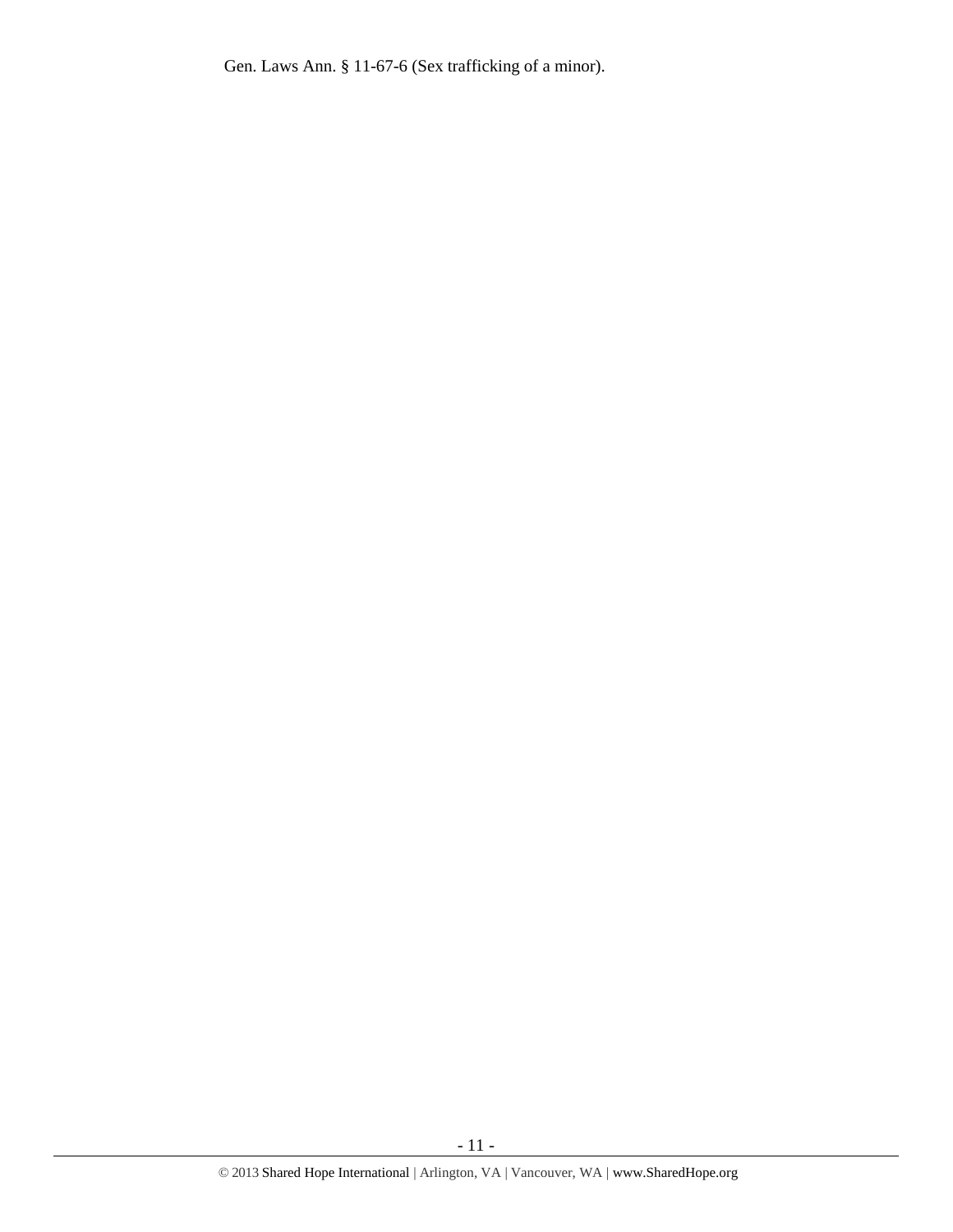Gen. Laws Ann. § 11-67-6 (Sex trafficking of a minor).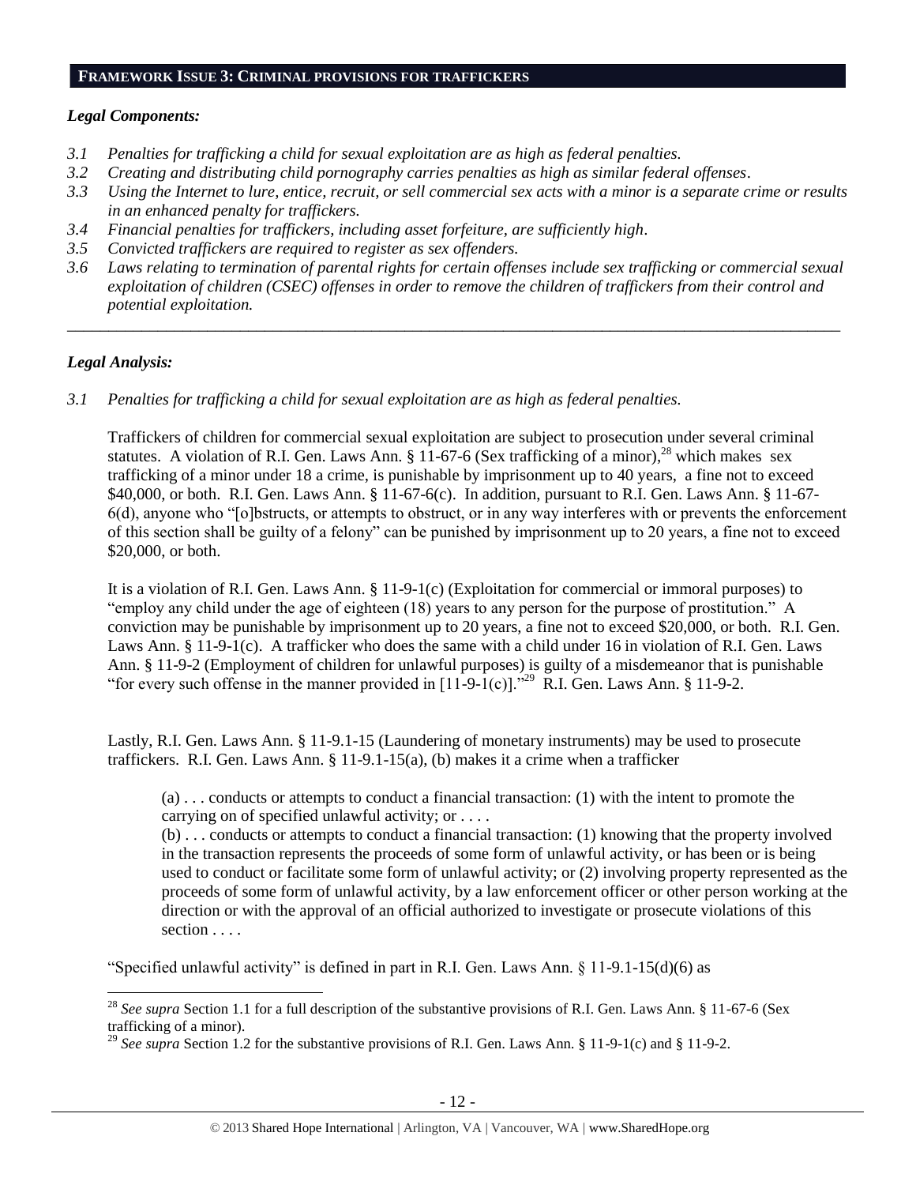## FRAMEWORK ISSUE 3: CRIMINAL PROVISIONS FOR TRAFFICKERS

### *Legal Components:*

*3.1 Penalties for trafficking a child for sexual exploitation are as high as federal penalties.*

*3.2 Creating and distributing child pornography carries penalties as high as similar federal offenses.*

*3.3 Using the Internet to lure, entice, recruit, or sell commercial sex acts with a minor is a separate crime or results in an enhanced penalty for traffickers.*

*3.4 Financial penalties for traffickers, including asset forfeiture, are sufficiently high.*

*3.5 Convicted traffickers are required to register as sex offenders.*

*3.6 Laws relating to termination of parental rights for certain offenses include sex trafficking or commercial sexual exploitation of children (CSEC) offenses in order to remove the children of traffickers from their control and potential exploitation.*

---

### *Legal Analysis:*

*3.1 Penalties for trafficking a child for sexual exploitation are as high as federal penalties.*

Traffickers of children for commercial sexual exploitation are subject to prosecution under several criminal statutes. A violation of R.I. Gen. Laws Ann. § 11-67-6 (Sex trafficking of a minor),[28] which makes sex trafficking of a minor under 18 a crime, is punishable by imprisonment up to 40 years, a fine not to exceed $40,000, or both. R.I. Gen. Laws Ann. § 11-67-6(c). In addition, pursuant to R.I. Gen. Laws Ann. § 11-67-6(d), anyone who "[o]bstructs, or attempts to obstruct, or in any way interferes with or prevents the enforcement of this section shall be guilty of a felony" can be punished by imprisonment up to 20 years, a fine not to exceed $20,000, or both.

It is a violation of R.I. Gen. Laws Ann. § 11-9-1(c) (Exploitation for commercial or immoral purposes) to "employ any child under the age of eighteen (18) years to any person for the purpose of prostitution." A conviction may be punishable by imprisonment up to 20 years, a fine not to exceed $20,000, or both. R.I. Gen. Laws Ann. § 11-9-1(c). A trafficker who does the same with a child under 16 in violation of R.I. Gen. Laws Ann. § 11-9-2 (Employment of children for unlawful purposes) is guilty of a misdemeanor that is punishable "for every such offense in the manner provided in [11-9-1(c)]."[29] R.I. Gen. Laws Ann. § 11-9-2.

Lastly, R.I. Gen. Laws Ann. § 11-9.1-15 (Laundering of monetary instruments) may be used to prosecute traffickers. R.I. Gen. Laws Ann. § 11-9.1-15(a), (b) makes it a crime when a trafficker

> (a) . . . conducts or attempts to conduct a financial transaction: (1) with the intent to promote the carrying on of specified unlawful activity; or . . . .
>
> (b) . . . conducts or attempts to conduct a financial transaction: (1) knowing that the property involved in the transaction represents the proceeds of some form of unlawful activity, or has been or is being used to conduct or facilitate some form of unlawful activity; or (2) involving property represented as the proceeds of some form of unlawful activity, by a law enforcement officer or other person working at the direction or with the approval of an official authorized to investigate or prosecute violations of this section . . . .

"Specified unlawful activity" is defined in part in R.I. Gen. Laws Ann. § 11-9.1-15(d)(6) as

---

[28] *See supra* Section 1.1 for a full description of the substantive provisions of R.I. Gen. Laws Ann. § 11-67-6 (Sex trafficking of a minor).

[29] *See supra* Section 1.2 for the substantive provisions of R.I. Gen. Laws Ann. § 11-9-1(c) and § 11-9-2.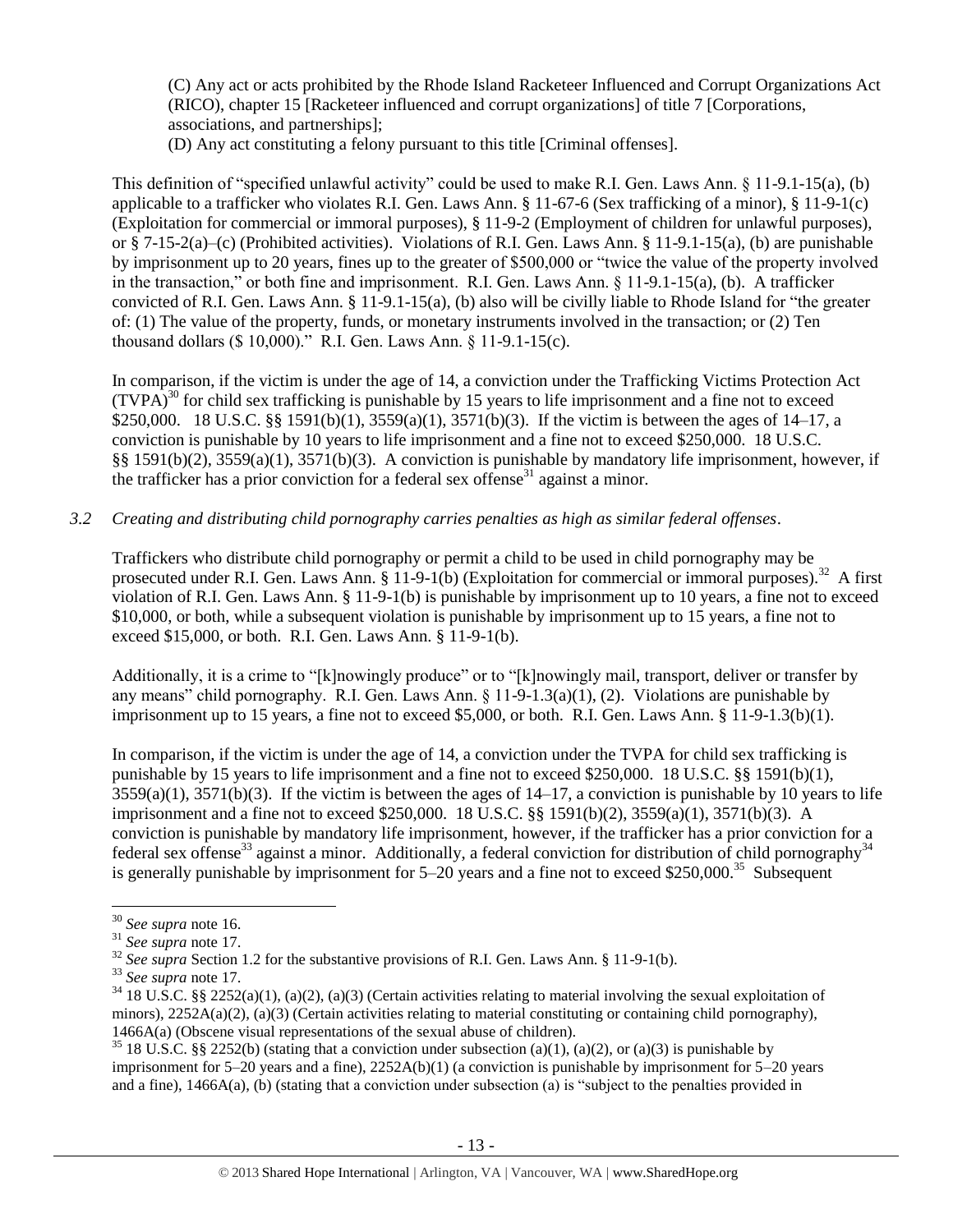(C) Any act or acts prohibited by the Rhode Island Racketeer Influenced and Corrupt Organizations Act (RICO), chapter 15 [Racketeer influenced and corrupt organizations] of title 7 [Corporations, associations, and partnerships];

(D) Any act constituting a felony pursuant to this title [Criminal offenses].

This definition of "specified unlawful activity" could be used to make R.I. Gen. Laws Ann. § 11-9.1-15(a), (b) applicable to a trafficker who violates R.I. Gen. Laws Ann. § 11-67-6 (Sex trafficking of a minor), § 11-9-1(c) (Exploitation for commercial or immoral purposes), § 11-9-2 (Employment of children for unlawful purposes), or § 7-15-2(a)–(c) (Prohibited activities). Violations of R.I. Gen. Laws Ann. § 11-9.1-15(a), (b) are punishable by imprisonment up to 20 years, fines up to the greater of $500,000 or "twice the value of the property involved in the transaction," or both fine and imprisonment. R.I. Gen. Laws Ann. § 11-9.1-15(a), (b). A trafficker convicted of R.I. Gen. Laws Ann. § 11-9.1-15(a), (b) also will be civilly liable to Rhode Island for "the greater of: (1) The value of the property, funds, or monetary instruments involved in the transaction; or (2) Ten thousand dollars ($ 10,000)." R.I. Gen. Laws Ann. § 11-9.1-15(c).

In comparison, if the victim is under the age of 14, a conviction under the Trafficking Victims Protection Act (TVPA)[30] for child sex trafficking is punishable by 15 years to life imprisonment and a fine not to exceed $250,000. 18 U.S.C. §§ 1591(b)(1), 3559(a)(1), 3571(b)(3). If the victim is between the ages of 14–17, a conviction is punishable by 10 years to life imprisonment and a fine not to exceed $250,000. 18 U.S.C. §§ 1591(b)(2), 3559(a)(1), 3571(b)(3). A conviction is punishable by mandatory life imprisonment, however, if the trafficker has a prior conviction for a federal sex offense[31] against a minor.

*3.2 Creating and distributing child pornography carries penalties as high as similar federal offenses.*

Traffickers who distribute child pornography or permit a child to be used in child pornography may be prosecuted under R.I. Gen. Laws Ann. § 11-9-1(b) (Exploitation for commercial or immoral purposes).[32] A first violation of R.I. Gen. Laws Ann. § 11-9-1(b) is punishable by imprisonment up to 10 years, a fine not to exceed $10,000, or both, while a subsequent violation is punishable by imprisonment up to 15 years, a fine not to exceed $15,000, or both. R.I. Gen. Laws Ann. § 11-9-1(b).

Additionally, it is a crime to "[k]nowingly produce" or to "[k]nowingly mail, transport, deliver or transfer by any means" child pornography. R.I. Gen. Laws Ann. § 11-9-1.3(a)(1), (2). Violations are punishable by imprisonment up to 15 years, a fine not to exceed $5,000, or both. R.I. Gen. Laws Ann. § 11-9-1.3(b)(1).

In comparison, if the victim is under the age of 14, a conviction under the TVPA for child sex trafficking is punishable by 15 years to life imprisonment and a fine not to exceed $250,000. 18 U.S.C. §§ 1591(b)(1), 3559(a)(1), 3571(b)(3). If the victim is between the ages of 14–17, a conviction is punishable by 10 years to life imprisonment and a fine not to exceed $250,000. 18 U.S.C. §§ 1591(b)(2), 3559(a)(1), 3571(b)(3). A conviction is punishable by mandatory life imprisonment, however, if the trafficker has a prior conviction for a federal sex offense[33] against a minor. Additionally, a federal conviction for distribution of child pornography[34] is generally punishable by imprisonment for 5–20 years and a fine not to exceed $250,000.[35] Subsequent

---

[30] *See supra* note 16.

[31] *See supra* note 17.

[32] *See supra* Section 1.2 for the substantive provisions of R.I. Gen. Laws Ann. § 11-9-1(b).

[33] *See supra* note 17.

[34] 18 U.S.C. §§ 2252(a)(1), (a)(2), (a)(3) (Certain activities relating to material involving the sexual exploitation of minors), 2252A(a)(2), (a)(3) (Certain activities relating to material constituting or containing child pornography), 1466A(a) (Obscene visual representations of the sexual abuse of children).

[35] 18 U.S.C. §§ 2252(b) (stating that a conviction under subsection (a)(1), (a)(2), or (a)(3) is punishable by imprisonment for 5–20 years and a fine), 2252A(b)(1) (a conviction is punishable by imprisonment for 5–20 years and a fine), 1466A(a), (b) (stating that a conviction under subsection (a) is "subject to the penalties provided in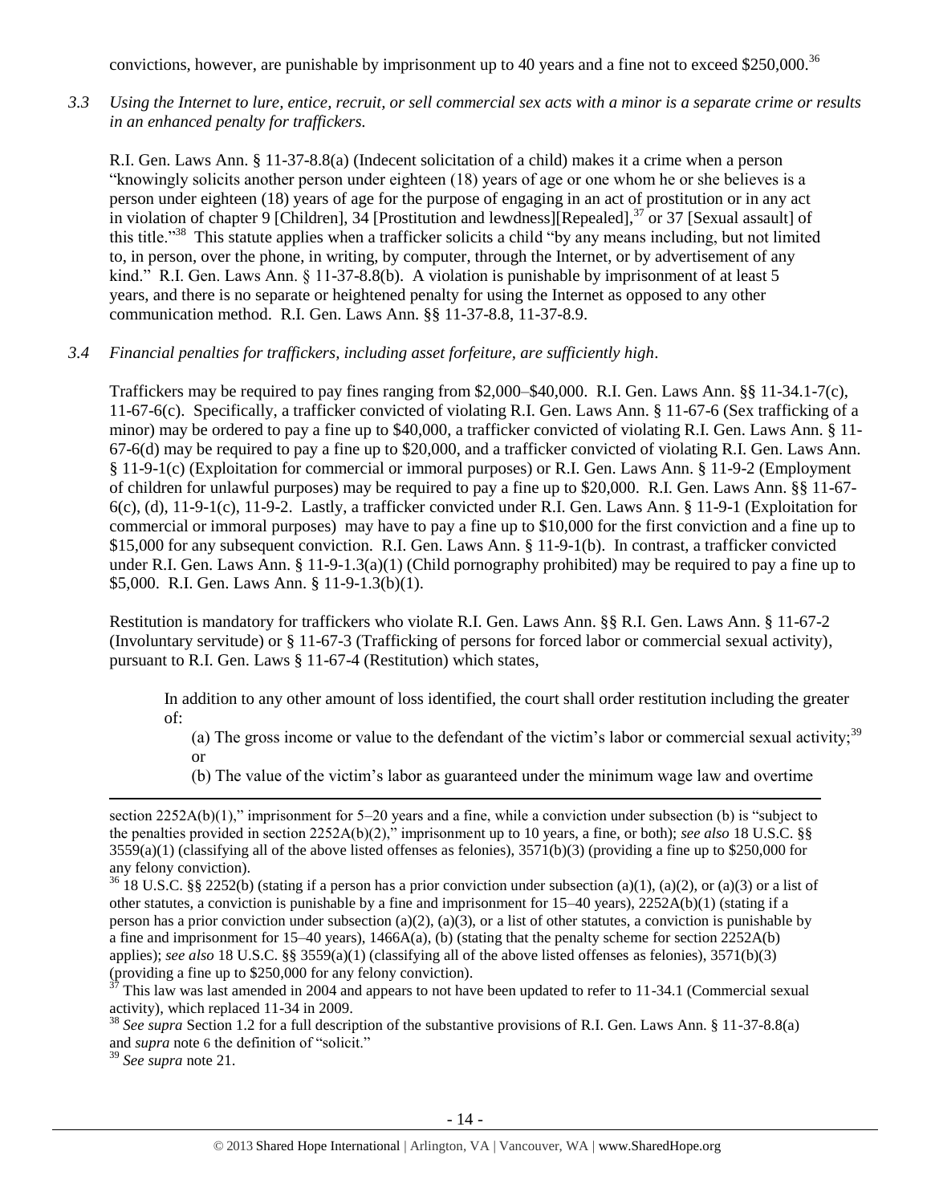convictions, however, are punishable by imprisonment up to 40 years and a fine not to exceed $250,000.[36]

*3.3 Using the Internet to lure, entice, recruit, or sell commercial sex acts with a minor is a separate crime or results in an enhanced penalty for traffickers.*

R.I. Gen. Laws Ann. § 11-37-8.8(a) (Indecent solicitation of a child) makes it a crime when a person "knowingly solicits another person under eighteen (18) years of age or one whom he or she believes is a person under eighteen (18) years of age for the purpose of engaging in an act of prostitution or in any act in violation of chapter 9 [Children], 34 [Prostitution and lewdness][Repealed],[37] or 37 [Sexual assault] of this title."[38] This statute applies when a trafficker solicits a child "by any means including, but not limited to, in person, over the phone, in writing, by computer, through the Internet, or by advertisement of any kind." R.I. Gen. Laws Ann. § 11-37-8.8(b). A violation is punishable by imprisonment of at least 5 years, and there is no separate or heightened penalty for using the Internet as opposed to any other communication method. R.I. Gen. Laws Ann. §§ 11-37-8.8, 11-37-8.9.

*3.4 Financial penalties for traffickers, including asset forfeiture, are sufficiently high.*

Traffickers may be required to pay fines ranging from $2,000–$40,000. R.I. Gen. Laws Ann. §§ 11-34.1-7(c), 11-67-6(c). Specifically, a trafficker convicted of violating R.I. Gen. Laws Ann. § 11-67-6 (Sex trafficking of a minor) may be ordered to pay a fine up to $40,000, a trafficker convicted of violating R.I. Gen. Laws Ann. § 11-67-6(d) may be required to pay a fine up to $20,000, and a trafficker convicted of violating R.I. Gen. Laws Ann. § 11-9-1(c) (Exploitation for commercial or immoral purposes) or R.I. Gen. Laws Ann. § 11-9-2 (Employment of children for unlawful purposes) may be required to pay a fine up to $20,000. R.I. Gen. Laws Ann. §§ 11-67-6(c), (d), 11-9-1(c), 11-9-2. Lastly, a trafficker convicted under R.I. Gen. Laws Ann. § 11-9-1 (Exploitation for commercial or immoral purposes) may have to pay a fine up to $10,000 for the first conviction and a fine up to $15,000 for any subsequent conviction. R.I. Gen. Laws Ann. § 11-9-1(b). In contrast, a trafficker convicted under R.I. Gen. Laws Ann. § 11-9-1.3(a)(1) (Child pornography prohibited) may be required to pay a fine up to $5,000. R.I. Gen. Laws Ann. § 11-9-1.3(b)(1).

Restitution is mandatory for traffickers who violate R.I. Gen. Laws Ann. §§ R.I. Gen. Laws Ann. § 11-67-2 (Involuntary servitude) or § 11-67-3 (Trafficking of persons for forced labor or commercial sexual activity), pursuant to R.I. Gen. Laws § 11-67-4 (Restitution) which states,

> In addition to any other amount of loss identified, the court shall order restitution including the greater of:
>
> (a) The gross income or value to the defendant of the victim's labor or commercial sexual activity;[39] or
>
> (b) The value of the victim's labor as guaranteed under the minimum wage law and overtime

---

section 2252A(b)(1)," imprisonment for 5–20 years and a fine, while a conviction under subsection (b) is "subject to the penalties provided in section 2252A(b)(2)," imprisonment up to 10 years, a fine, or both); *see also* 18 U.S.C. §§ 3559(a)(1) (classifying all of the above listed offenses as felonies), 3571(b)(3) (providing a fine up to $250,000 for any felony conviction).

[36] 18 U.S.C. §§ 2252(b) (stating if a person has a prior conviction under subsection (a)(1), (a)(2), or (a)(3) or a list of other statutes, a conviction is punishable by a fine and imprisonment for 15–40 years), 2252A(b)(1) (stating if a person has a prior conviction under subsection (a)(2), (a)(3), or a list of other statutes, a conviction is punishable by a fine and imprisonment for 15–40 years), 1466A(a), (b) (stating that the penalty scheme for section 2252A(b) applies); *see also* 18 U.S.C. §§ 3559(a)(1) (classifying all of the above listed offenses as felonies), 3571(b)(3) (providing a fine up to $250,000 for any felony conviction).

[37] This law was last amended in 2004 and appears to not have been updated to refer to 11-34.1 (Commercial sexual activity), which replaced 11-34 in 2009.

[38] *See supra* Section 1.2 for a full description of the substantive provisions of R.I. Gen. Laws Ann. § 11-37-8.8(a) and *supra* note 6 the definition of "solicit."

[39] *See supra* note 21.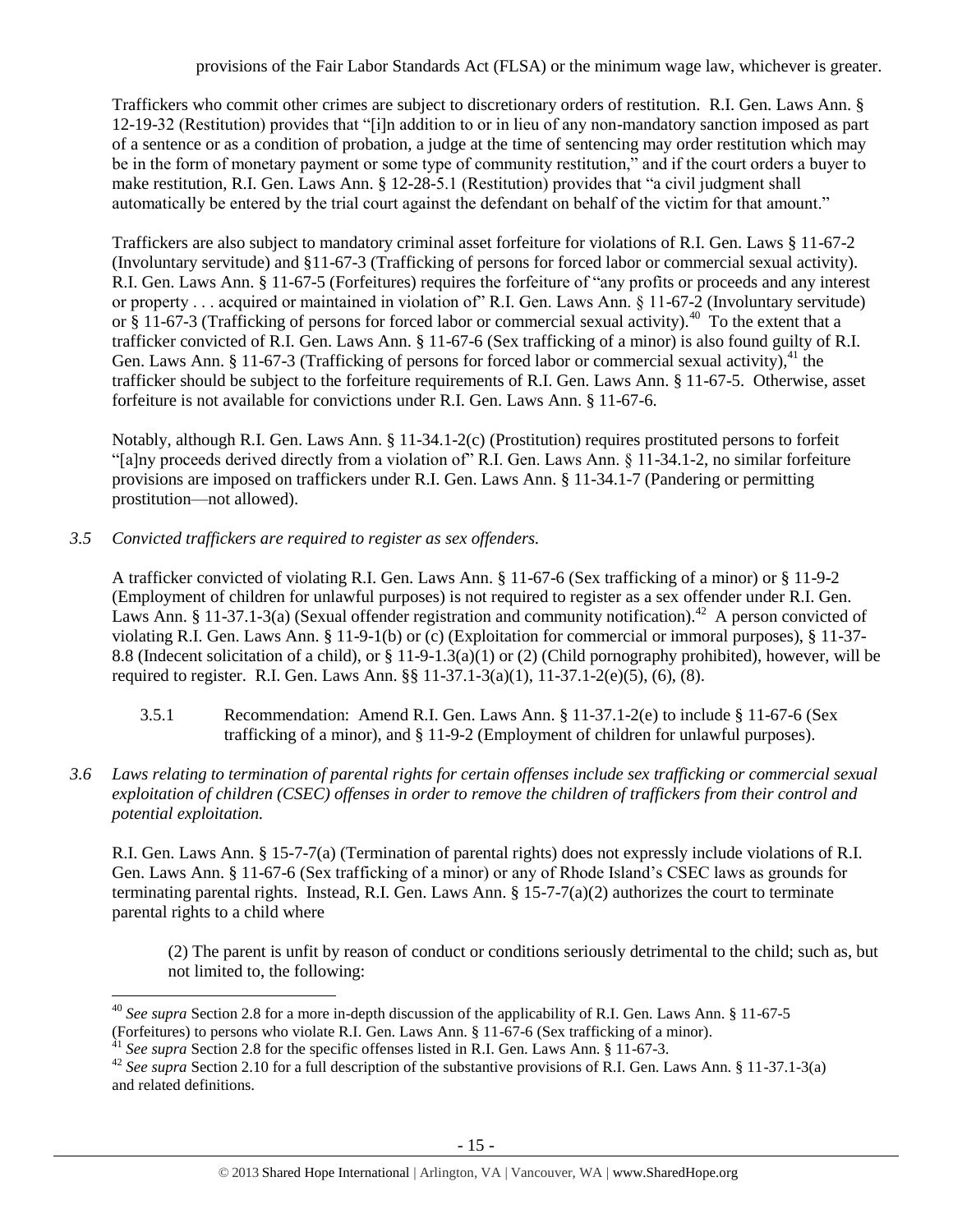provisions of the Fair Labor Standards Act (FLSA) or the minimum wage law, whichever is greater.

Traffickers who commit other crimes are subject to discretionary orders of restitution. R.I. Gen. Laws Ann. § 12-19-32 (Restitution) provides that "[i]n addition to or in lieu of any non-mandatory sanction imposed as part of a sentence or as a condition of probation, a judge at the time of sentencing may order restitution which may be in the form of monetary payment or some type of community restitution," and if the court orders a buyer to make restitution, R.I. Gen. Laws Ann. § 12-28-5.1 (Restitution) provides that "a civil judgment shall automatically be entered by the trial court against the defendant on behalf of the victim for that amount."

Traffickers are also subject to mandatory criminal asset forfeiture for violations of R.I. Gen. Laws § 11-67-2 (Involuntary servitude) and §11-67-3 (Trafficking of persons for forced labor or commercial sexual activity). R.I. Gen. Laws Ann. § 11-67-5 (Forfeitures) requires the forfeiture of "any profits or proceeds and any interest or property . . . acquired or maintained in violation of" R.I. Gen. Laws Ann. § 11-67-2 (Involuntary servitude) or § 11-67-3 (Trafficking of persons for forced labor or commercial sexual activity).[40] To the extent that a trafficker convicted of R.I. Gen. Laws Ann. § 11-67-6 (Sex trafficking of a minor) is also found guilty of R.I. Gen. Laws Ann. § 11-67-3 (Trafficking of persons for forced labor or commercial sexual activity),[41] the trafficker should be subject to the forfeiture requirements of R.I. Gen. Laws Ann. § 11-67-5. Otherwise, asset forfeiture is not available for convictions under R.I. Gen. Laws Ann. § 11-67-6.

Notably, although R.I. Gen. Laws Ann. § 11-34.1-2(c) (Prostitution) requires prostituted persons to forfeit "[a]ny proceeds derived directly from a violation of" R.I. Gen. Laws Ann. § 11-34.1-2, no similar forfeiture provisions are imposed on traffickers under R.I. Gen. Laws Ann. § 11-34.1-7 (Pandering or permitting prostitution—not allowed).

*3.5 Convicted traffickers are required to register as sex offenders.*

A trafficker convicted of violating R.I. Gen. Laws Ann. § 11-67-6 (Sex trafficking of a minor) or § 11-9-2 (Employment of children for unlawful purposes) is not required to register as a sex offender under R.I. Gen. Laws Ann. § 11-37.1-3(a) (Sexual offender registration and community notification).[42] A person convicted of violating R.I. Gen. Laws Ann. § 11-9-1(b) or (c) (Exploitation for commercial or immoral purposes), § 11-37-8.8 (Indecent solicitation of a child), or § 11-9-1.3(a)(1) or (2) (Child pornography prohibited), however, will be required to register. R.I. Gen. Laws Ann. §§ 11-37.1-3(a)(1), 11-37.1-2(e)(5), (6), (8).

3.5.1 Recommendation: Amend R.I. Gen. Laws Ann. § 11-37.1-2(e) to include § 11-67-6 (Sex trafficking of a minor), and § 11-9-2 (Employment of children for unlawful purposes).

*3.6 Laws relating to termination of parental rights for certain offenses include sex trafficking or commercial sexual exploitation of children (CSEC) offenses in order to remove the children of traffickers from their control and potential exploitation.*

R.I. Gen. Laws Ann. § 15-7-7(a) (Termination of parental rights) does not expressly include violations of R.I. Gen. Laws Ann. § 11-67-6 (Sex trafficking of a minor) or any of Rhode Island's CSEC laws as grounds for terminating parental rights. Instead, R.I. Gen. Laws Ann. § 15-7-7(a)(2) authorizes the court to terminate parental rights to a child where

> (2) The parent is unfit by reason of conduct or conditions seriously detrimental to the child; such as, but not limited to, the following:

---

[40] *See supra* Section 2.8 for a more in-depth discussion of the applicability of R.I. Gen. Laws Ann. § 11-67-5 (Forfeitures) to persons who violate R.I. Gen. Laws Ann. § 11-67-6 (Sex trafficking of a minor).

[41] *See supra* Section 2.8 for the specific offenses listed in R.I. Gen. Laws Ann. § 11-67-3.

[42] *See supra* Section 2.10 for a full description of the substantive provisions of R.I. Gen. Laws Ann. § 11-37.1-3(a) and related definitions.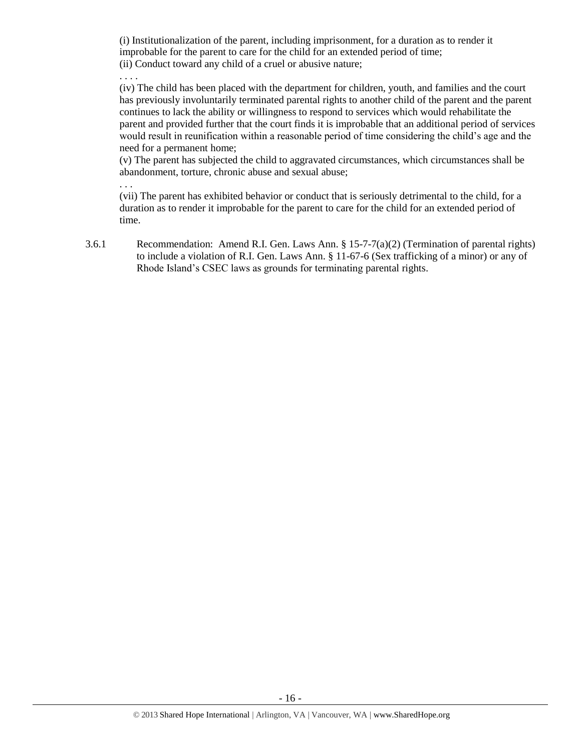(i) Institutionalization of the parent, including imprisonment, for a duration as to render it improbable for the parent to care for the child for an extended period of time;
(ii) Conduct toward any child of a cruel or abusive nature;
. . . .
(iv) The child has been placed with the department for children, youth, and families and the court has previously involuntarily terminated parental rights to another child of the parent and the parent continues to lack the ability or willingness to respond to services which would rehabilitate the parent and provided further that the court finds it is improbable that an additional period of services would result in reunification within a reasonable period of time considering the child's age and the need for a permanent home;
(v) The parent has subjected the child to aggravated circumstances, which circumstances shall be abandonment, torture, chronic abuse and sexual abuse;
. . .
(vii) The parent has exhibited behavior or conduct that is seriously detrimental to the child, for a duration as to render it improbable for the parent to care for the child for an extended period of time.

3.6.1 Recommendation: Amend R.I. Gen. Laws Ann. § 15-7-7(a)(2) (Termination of parental rights) to include a violation of R.I. Gen. Laws Ann. § 11-67-6 (Sex trafficking of a minor) or any of Rhode Island's CSEC laws as grounds for terminating parental rights.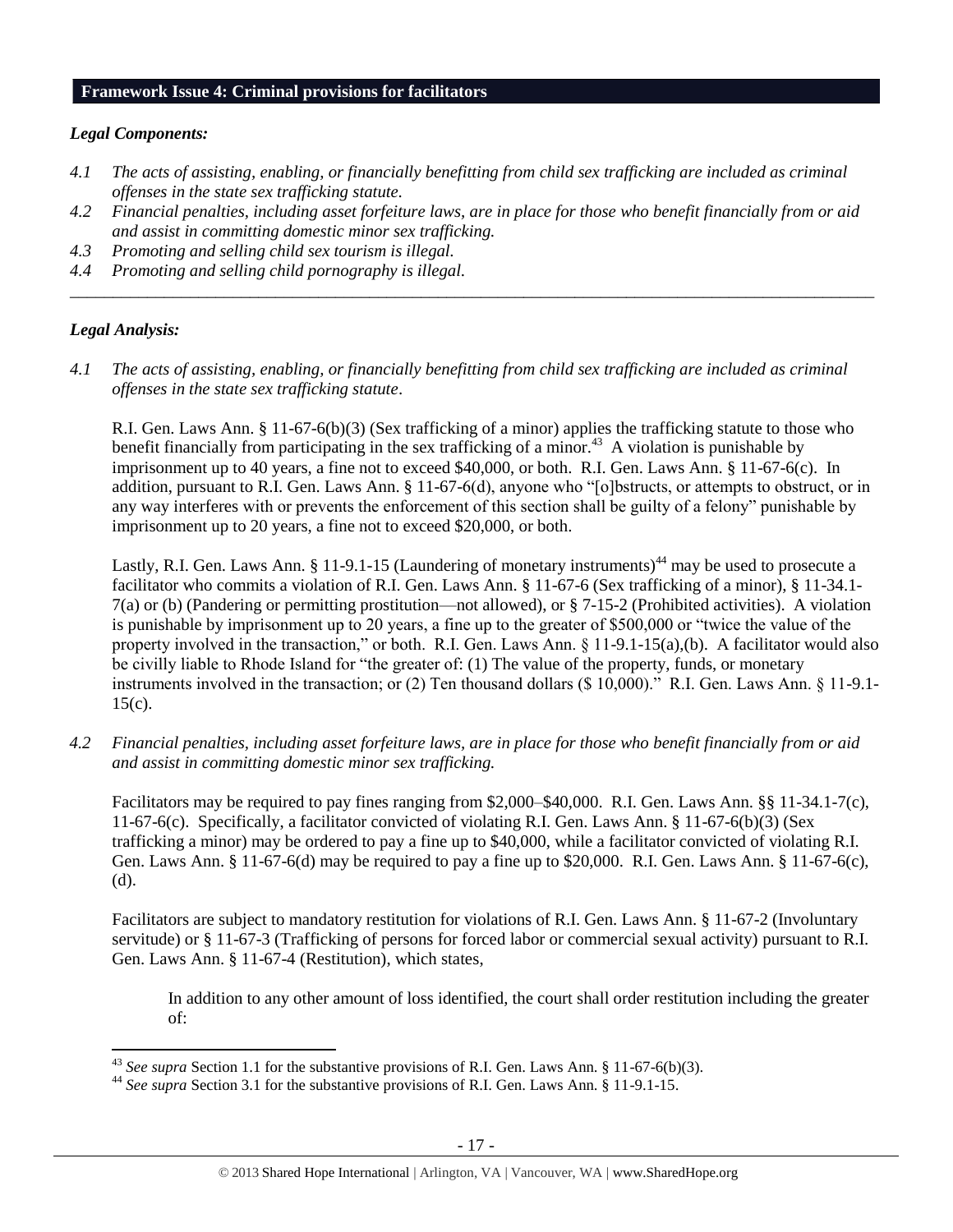## Framework Issue 4: Criminal provisions for facilitators

### *Legal Components:*

- *4.1 The acts of assisting, enabling, or financially benefitting from child sex trafficking are included as criminal offenses in the state sex trafficking statute.*
- *4.2 Financial penalties, including asset forfeiture laws, are in place for those who benefit financially from or aid and assist in committing domestic minor sex trafficking.*
- *4.3 Promoting and selling child sex tourism is illegal.*
- *4.4 Promoting and selling child pornography is illegal.*

---

### *Legal Analysis:*

*4.1 The acts of assisting, enabling, or financially benefitting from child sex trafficking are included as criminal offenses in the state sex trafficking statute.*

R.I. Gen. Laws Ann. § 11-67-6(b)(3) (Sex trafficking of a minor) applies the trafficking statute to those who benefit financially from participating in the sex trafficking of a minor.[43] A violation is punishable by imprisonment up to 40 years, a fine not to exceed $40,000, or both. R.I. Gen. Laws Ann. § 11-67-6(c). In addition, pursuant to R.I. Gen. Laws Ann. § 11-67-6(d), anyone who "[o]bstructs, or attempts to obstruct, or in any way interferes with or prevents the enforcement of this section shall be guilty of a felony" punishable by imprisonment up to 20 years, a fine not to exceed $20,000, or both.

Lastly, R.I. Gen. Laws Ann. § 11-9.1-15 (Laundering of monetary instruments)[44] may be used to prosecute a facilitator who commits a violation of R.I. Gen. Laws Ann. § 11-67-6 (Sex trafficking of a minor), § 11-34.1-7(a) or (b) (Pandering or permitting prostitution—not allowed), or § 7-15-2 (Prohibited activities). A violation is punishable by imprisonment up to 20 years, a fine up to the greater of $500,000 or "twice the value of the property involved in the transaction," or both. R.I. Gen. Laws Ann. § 11-9.1-15(a),(b). A facilitator would also be civilly liable to Rhode Island for "the greater of: (1) The value of the property, funds, or monetary instruments involved in the transaction; or (2) Ten thousand dollars ($ 10,000)." R.I. Gen. Laws Ann. § 11-9.1-15(c).

*4.2 Financial penalties, including asset forfeiture laws, are in place for those who benefit financially from or aid and assist in committing domestic minor sex trafficking.*

Facilitators may be required to pay fines ranging from $2,000–$40,000. R.I. Gen. Laws Ann. §§ 11-34.1-7(c), 11-67-6(c). Specifically, a facilitator convicted of violating R.I. Gen. Laws Ann. § 11-67-6(b)(3) (Sex trafficking a minor) may be ordered to pay a fine up to $40,000, while a facilitator convicted of violating R.I. Gen. Laws Ann. § 11-67-6(d) may be required to pay a fine up to $20,000. R.I. Gen. Laws Ann. § 11-67-6(c), (d).

Facilitators are subject to mandatory restitution for violations of R.I. Gen. Laws Ann. § 11-67-2 (Involuntary servitude) or § 11-67-3 (Trafficking of persons for forced labor or commercial sexual activity) pursuant to R.I. Gen. Laws Ann. § 11-67-4 (Restitution), which states,

> In addition to any other amount of loss identified, the court shall order restitution including the greater of:

---

[43] *See supra* Section 1.1 for the substantive provisions of R.I. Gen. Laws Ann. § 11-67-6(b)(3).

[44] *See supra* Section 3.1 for the substantive provisions of R.I. Gen. Laws Ann. § 11-9.1-15.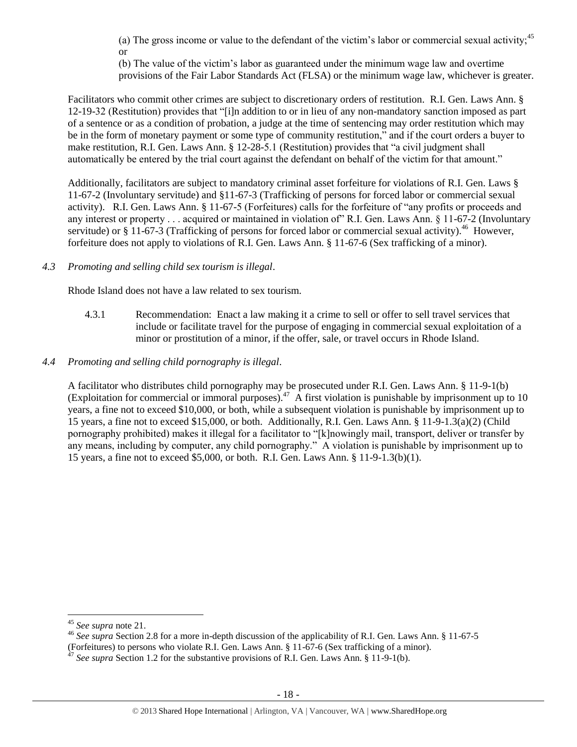(a) The gross income or value to the defendant of the victim's labor or commercial sexual activity;[45] or

(b) The value of the victim's labor as guaranteed under the minimum wage law and overtime provisions of the Fair Labor Standards Act (FLSA) or the minimum wage law, whichever is greater.

Facilitators who commit other crimes are subject to discretionary orders of restitution. R.I. Gen. Laws Ann. § 12-19-32 (Restitution) provides that "[i]n addition to or in lieu of any non-mandatory sanction imposed as part of a sentence or as a condition of probation, a judge at the time of sentencing may order restitution which may be in the form of monetary payment or some type of community restitution," and if the court orders a buyer to make restitution, R.I. Gen. Laws Ann. § 12-28-5.1 (Restitution) provides that "a civil judgment shall automatically be entered by the trial court against the defendant on behalf of the victim for that amount."

Additionally, facilitators are subject to mandatory criminal asset forfeiture for violations of R.I. Gen. Laws § 11-67-2 (Involuntary servitude) and §11-67-3 (Trafficking of persons for forced labor or commercial sexual activity). R.I. Gen. Laws Ann. § 11-67-5 (Forfeitures) calls for the forfeiture of "any profits or proceeds and any interest or property . . . acquired or maintained in violation of" R.I. Gen. Laws Ann. § 11-67-2 (Involuntary servitude) or § 11-67-3 (Trafficking of persons for forced labor or commercial sexual activity).[46] However, forfeiture does not apply to violations of R.I. Gen. Laws Ann. § 11-67-6 (Sex trafficking of a minor).

*4.3 Promoting and selling child sex tourism is illegal.*

Rhode Island does not have a law related to sex tourism.

4.3.1 Recommendation: Enact a law making it a crime to sell or offer to sell travel services that include or facilitate travel for the purpose of engaging in commercial sexual exploitation of a minor or prostitution of a minor, if the offer, sale, or travel occurs in Rhode Island.

*4.4 Promoting and selling child pornography is illegal.*

A facilitator who distributes child pornography may be prosecuted under R.I. Gen. Laws Ann. § 11-9-1(b) (Exploitation for commercial or immoral purposes).[47] A first violation is punishable by imprisonment up to 10 years, a fine not to exceed $10,000, or both, while a subsequent violation is punishable by imprisonment up to 15 years, a fine not to exceed $15,000, or both. Additionally, R.I. Gen. Laws Ann. § 11-9-1.3(a)(2) (Child pornography prohibited) makes it illegal for a facilitator to "[k]nowingly mail, transport, deliver or transfer by any means, including by computer, any child pornography." A violation is punishable by imprisonment up to 15 years, a fine not to exceed $5,000, or both. R.I. Gen. Laws Ann. § 11-9-1.3(b)(1).

---

[45] *See supra* note 21.

[46] *See supra* Section 2.8 for a more in-depth discussion of the applicability of R.I. Gen. Laws Ann. § 11-67-5 (Forfeitures) to persons who violate R.I. Gen. Laws Ann. § 11-67-6 (Sex trafficking of a minor).

[47] *See supra* Section 1.2 for the substantive provisions of R.I. Gen. Laws Ann. § 11-9-1(b).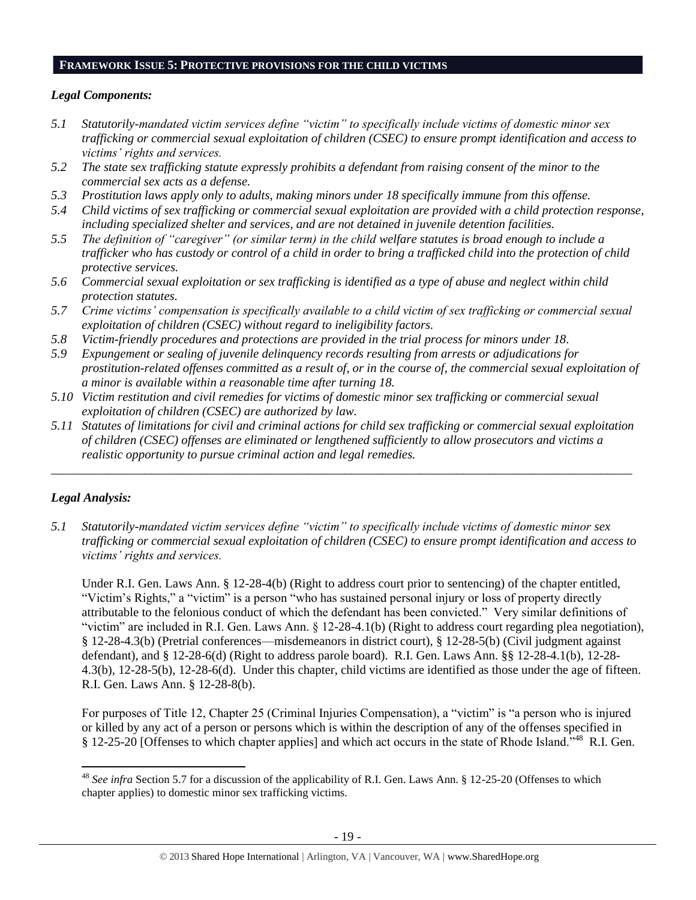## FRAMEWORK ISSUE 5: PROTECTIVE PROVISIONS FOR THE CHILD VICTIMS

### *Legal Components:*

*5.1 Statutorily-mandated victim services define "victim" to specifically include victims of domestic minor sex trafficking or commercial sexual exploitation of children (CSEC) to ensure prompt identification and access to victims' rights and services.*

*5.2 The state sex trafficking statute expressly prohibits a defendant from raising consent of the minor to the commercial sex acts as a defense.*

*5.3 Prostitution laws apply only to adults, making minors under 18 specifically immune from this offense.*

*5.4 Child victims of sex trafficking or commercial sexual exploitation are provided with a child protection response, including specialized shelter and services, and are not detained in juvenile detention facilities.*

*5.5 The definition of "caregiver" (or similar term) in the child welfare statutes is broad enough to include a trafficker who has custody or control of a child in order to bring a trafficked child into the protection of child protective services.*

*5.6 Commercial sexual exploitation or sex trafficking is identified as a type of abuse and neglect within child protection statutes.*

*5.7 Crime victims' compensation is specifically available to a child victim of sex trafficking or commercial sexual exploitation of children (CSEC) without regard to ineligibility factors.*

*5.8 Victim-friendly procedures and protections are provided in the trial process for minors under 18.*

*5.9 Expungement or sealing of juvenile delinquency records resulting from arrests or adjudications for prostitution-related offenses committed as a result of, or in the course of, the commercial sexual exploitation of a minor is available within a reasonable time after turning 18.*

*5.10 Victim restitution and civil remedies for victims of domestic minor sex trafficking or commercial sexual exploitation of children (CSEC) are authorized by law.*

*5.11 Statutes of limitations for civil and criminal actions for child sex trafficking or commercial sexual exploitation of children (CSEC) offenses are eliminated or lengthened sufficiently to allow prosecutors and victims a realistic opportunity to pursue criminal action and legal remedies.*

---

### *Legal Analysis:*

*5.1 Statutorily-mandated victim services define "victim" to specifically include victims of domestic minor sex trafficking or commercial sexual exploitation of children (CSEC) to ensure prompt identification and access to victims' rights and services.*

Under R.I. Gen. Laws Ann. § 12-28-4(b) (Right to address court prior to sentencing) of the chapter entitled, "Victim's Rights," a "victim" is a person "who has sustained personal injury or loss of property directly attributable to the felonious conduct of which the defendant has been convicted." Very similar definitions of "victim" are included in R.I. Gen. Laws Ann. § 12-28-4.1(b) (Right to address court regarding plea negotiation), § 12-28-4.3(b) (Pretrial conferences—misdemeanors in district court), § 12-28-5(b) (Civil judgment against defendant), and § 12-28-6(d) (Right to address parole board). R.I. Gen. Laws Ann. §§ 12-28-4.1(b), 12-28-4.3(b), 12-28-5(b), 12-28-6(d). Under this chapter, child victims are identified as those under the age of fifteen. R.I. Gen. Laws Ann. § 12-28-8(b).

For purposes of Title 12, Chapter 25 (Criminal Injuries Compensation), a "victim" is "a person who is injured or killed by any act of a person or persons which is within the description of any of the offenses specified in § 12-25-20 [Offenses to which chapter applies] and which act occurs in the state of Rhode Island."[48] R.I. Gen.

[48] *See infra* Section 5.7 for a discussion of the applicability of R.I. Gen. Laws Ann. § 12-25-20 (Offenses to which chapter applies) to domestic minor sex trafficking victims.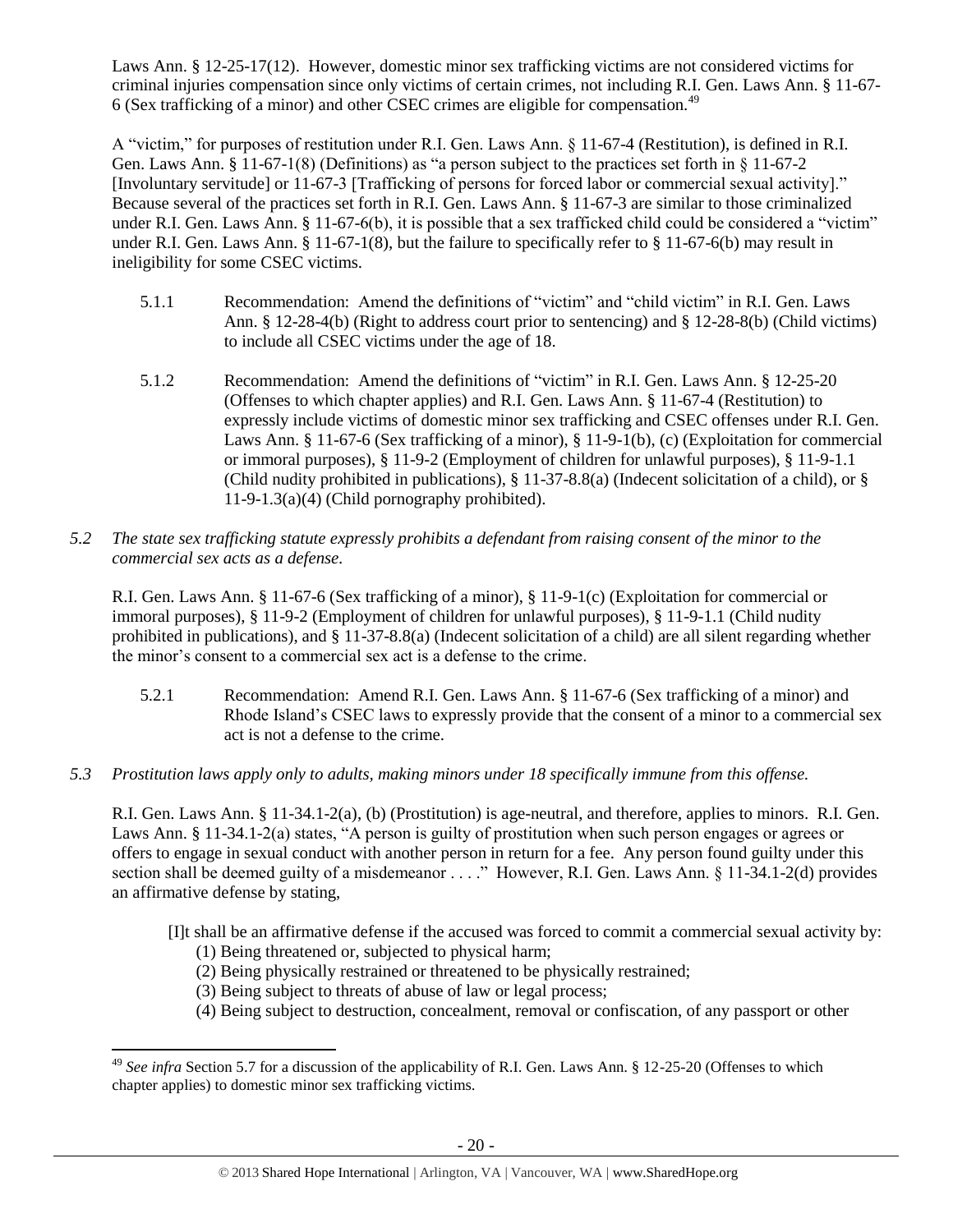Laws Ann. § 12-25-17(12). However, domestic minor sex trafficking victims are not considered victims for criminal injuries compensation since only victims of certain crimes, not including R.I. Gen. Laws Ann. § 11-67-6 (Sex trafficking of a minor) and other CSEC crimes are eligible for compensation.[49]

A "victim," for purposes of restitution under R.I. Gen. Laws Ann. § 11-67-4 (Restitution), is defined in R.I. Gen. Laws Ann. § 11-67-1(8) (Definitions) as "a person subject to the practices set forth in § 11-67-2 [Involuntary servitude] or 11-67-3 [Trafficking of persons for forced labor or commercial sexual activity]." Because several of the practices set forth in R.I. Gen. Laws Ann. § 11-67-3 are similar to those criminalized under R.I. Gen. Laws Ann. § 11-67-6(b), it is possible that a sex trafficked child could be considered a "victim" under R.I. Gen. Laws Ann. § 11-67-1(8), but the failure to specifically refer to § 11-67-6(b) may result in ineligibility for some CSEC victims.

5.1.1 Recommendation: Amend the definitions of "victim" and "child victim" in R.I. Gen. Laws Ann. § 12-28-4(b) (Right to address court prior to sentencing) and § 12-28-8(b) (Child victims) to include all CSEC victims under the age of 18.

5.1.2 Recommendation: Amend the definitions of "victim" in R.I. Gen. Laws Ann. § 12-25-20 (Offenses to which chapter applies) and R.I. Gen. Laws Ann. § 11-67-4 (Restitution) to expressly include victims of domestic minor sex trafficking and CSEC offenses under R.I. Gen. Laws Ann. § 11-67-6 (Sex trafficking of a minor), § 11-9-1(b), (c) (Exploitation for commercial or immoral purposes), § 11-9-2 (Employment of children for unlawful purposes), § 11-9-1.1 (Child nudity prohibited in publications), § 11-37-8.8(a) (Indecent solicitation of a child), or § 11-9-1.3(a)(4) (Child pornography prohibited).

*5.2 The state sex trafficking statute expressly prohibits a defendant from raising consent of the minor to the commercial sex acts as a defense.*

R.I. Gen. Laws Ann. § 11-67-6 (Sex trafficking of a minor), § 11-9-1(c) (Exploitation for commercial or immoral purposes), § 11-9-2 (Employment of children for unlawful purposes), § 11-9-1.1 (Child nudity prohibited in publications), and § 11-37-8.8(a) (Indecent solicitation of a child) are all silent regarding whether the minor's consent to a commercial sex act is a defense to the crime.

5.2.1 Recommendation: Amend R.I. Gen. Laws Ann. § 11-67-6 (Sex trafficking of a minor) and Rhode Island's CSEC laws to expressly provide that the consent of a minor to a commercial sex act is not a defense to the crime.

*5.3 Prostitution laws apply only to adults, making minors under 18 specifically immune from this offense.*

R.I. Gen. Laws Ann. § 11-34.1-2(a), (b) (Prostitution) is age-neutral, and therefore, applies to minors. R.I. Gen. Laws Ann. § 11-34.1-2(a) states, "A person is guilty of prostitution when such person engages or agrees or offers to engage in sexual conduct with another person in return for a fee. Any person found guilty under this section shall be deemed guilty of a misdemeanor . . . ." However, R.I. Gen. Laws Ann. § 11-34.1-2(d) provides an affirmative defense by stating,

> [I]t shall be an affirmative defense if the accused was forced to commit a commercial sexual activity by:
> (1) Being threatened or, subjected to physical harm;
> (2) Being physically restrained or threatened to be physically restrained;
> (3) Being subject to threats of abuse of law or legal process;
> (4) Being subject to destruction, concealment, removal or confiscation, of any passport or other

[49] *See infra* Section 5.7 for a discussion of the applicability of R.I. Gen. Laws Ann. § 12-25-20 (Offenses to which chapter applies) to domestic minor sex trafficking victims.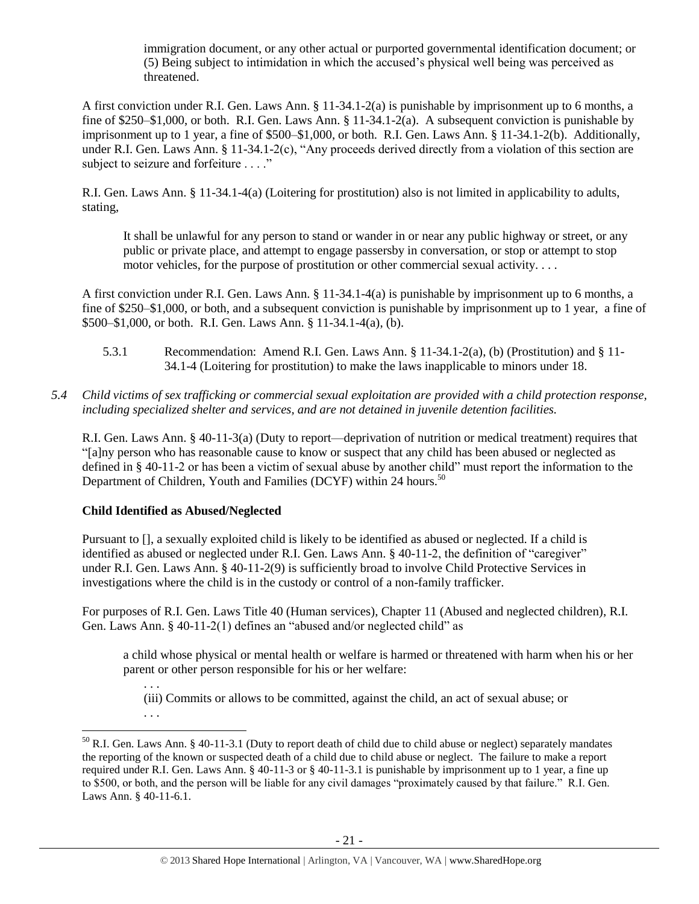immigration document, or any other actual or purported governmental identification document; or (5) Being subject to intimidation in which the accused's physical well being was perceived as threatened.

A first conviction under R.I. Gen. Laws Ann. § 11-34.1-2(a) is punishable by imprisonment up to 6 months, a fine of $250–$1,000, or both. R.I. Gen. Laws Ann. § 11-34.1-2(a). A subsequent conviction is punishable by imprisonment up to 1 year, a fine of $500–$1,000, or both. R.I. Gen. Laws Ann. § 11-34.1-2(b). Additionally, under R.I. Gen. Laws Ann. § 11-34.1-2(c), "Any proceeds derived directly from a violation of this section are subject to seizure and forfeiture . . . ."

R.I. Gen. Laws Ann. § 11-34.1-4(a) (Loitering for prostitution) also is not limited in applicability to adults, stating,

> It shall be unlawful for any person to stand or wander in or near any public highway or street, or any public or private place, and attempt to engage passersby in conversation, or stop or attempt to stop motor vehicles, for the purpose of prostitution or other commercial sexual activity. . . .

A first conviction under R.I. Gen. Laws Ann. § 11-34.1-4(a) is punishable by imprisonment up to 6 months, a fine of $250–$1,000, or both, and a subsequent conviction is punishable by imprisonment up to 1 year, a fine of $500–$1,000, or both. R.I. Gen. Laws Ann. § 11-34.1-4(a), (b).

5.3.1 Recommendation: Amend R.I. Gen. Laws Ann. § 11-34.1-2(a), (b) (Prostitution) and § 11-34.1-4 (Loitering for prostitution) to make the laws inapplicable to minors under 18.

*5.4 Child victims of sex trafficking or commercial sexual exploitation are provided with a child protection response, including specialized shelter and services, and are not detained in juvenile detention facilities.*

R.I. Gen. Laws Ann. § 40-11-3(a) (Duty to report—deprivation of nutrition or medical treatment) requires that "[a]ny person who has reasonable cause to know or suspect that any child has been abused or neglected as defined in § 40-11-2 or has been a victim of sexual abuse by another child" must report the information to the Department of Children, Youth and Families (DCYF) within 24 hours.[50]

**Child Identified as Abused/Neglected**

Pursuant to [], a sexually exploited child is likely to be identified as abused or neglected. If a child is identified as abused or neglected under R.I. Gen. Laws Ann. § 40-11-2, the definition of "caregiver" under R.I. Gen. Laws Ann. § 40-11-2(9) is sufficiently broad to involve Child Protective Services in investigations where the child is in the custody or control of a non-family trafficker.

For purposes of R.I. Gen. Laws Title 40 (Human services), Chapter 11 (Abused and neglected children), R.I. Gen. Laws Ann. § 40-11-2(1) defines an "abused and/or neglected child" as

> a child whose physical or mental health or welfare is harmed or threatened with harm when his or her parent or other person responsible for his or her welfare:
>
> . . .
> (iii) Commits or allows to be committed, against the child, an act of sexual abuse; or
> . . .

[50] R.I. Gen. Laws Ann. § 40-11-3.1 (Duty to report death of child due to child abuse or neglect) separately mandates the reporting of the known or suspected death of a child due to child abuse or neglect. The failure to make a report required under R.I. Gen. Laws Ann. § 40-11-3 or § 40-11-3.1 is punishable by imprisonment up to 1 year, a fine up to $500, or both, and the person will be liable for any civil damages "proximately caused by that failure." R.I. Gen. Laws Ann. § 40-11-6.1.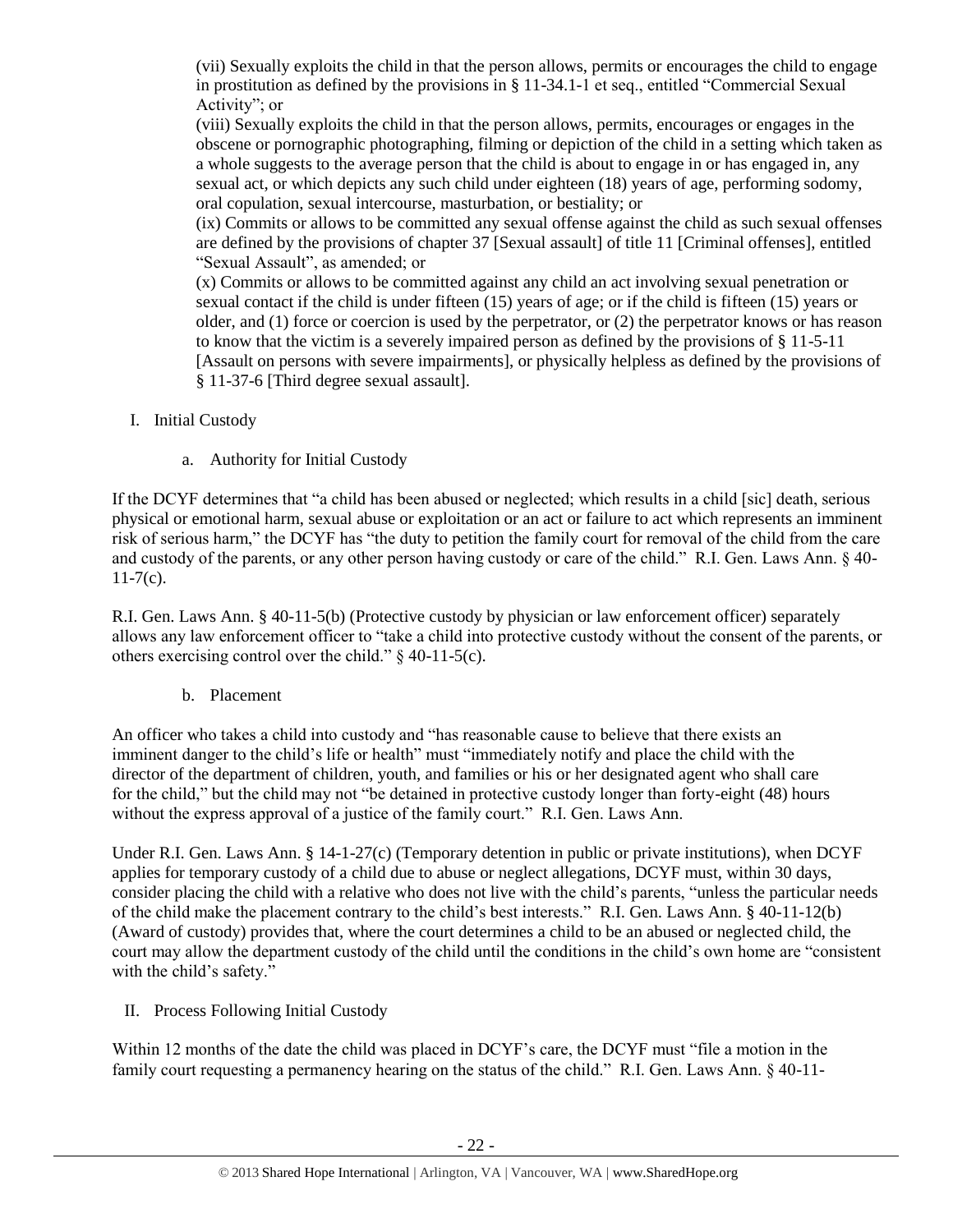(vii) Sexually exploits the child in that the person allows, permits or encourages the child to engage in prostitution as defined by the provisions in § 11-34.1-1 et seq., entitled "Commercial Sexual Activity"; or

(viii) Sexually exploits the child in that the person allows, permits, encourages or engages in the obscene or pornographic photographing, filming or depiction of the child in a setting which taken as a whole suggests to the average person that the child is about to engage in or has engaged in, any sexual act, or which depicts any such child under eighteen (18) years of age, performing sodomy, oral copulation, sexual intercourse, masturbation, or bestiality; or

(ix) Commits or allows to be committed any sexual offense against the child as such sexual offenses are defined by the provisions of chapter 37 [Sexual assault] of title 11 [Criminal offenses], entitled "Sexual Assault", as amended; or

(x) Commits or allows to be committed against any child an act involving sexual penetration or sexual contact if the child is under fifteen (15) years of age; or if the child is fifteen (15) years or older, and (1) force or coercion is used by the perpetrator, or (2) the perpetrator knows or has reason to know that the victim is a severely impaired person as defined by the provisions of § 11-5-11 [Assault on persons with severe impairments], or physically helpless as defined by the provisions of § 11-37-6 [Third degree sexual assault].

I. Initial Custody

a. Authority for Initial Custody

If the DCYF determines that "a child has been abused or neglected; which results in a child [sic] death, serious physical or emotional harm, sexual abuse or exploitation or an act or failure to act which represents an imminent risk of serious harm," the DCYF has "the duty to petition the family court for removal of the child from the care and custody of the parents, or any other person having custody or care of the child." R.I. Gen. Laws Ann. § 40-11-7(c).

R.I. Gen. Laws Ann. § 40-11-5(b) (Protective custody by physician or law enforcement officer) separately allows any law enforcement officer to "take a child into protective custody without the consent of the parents, or others exercising control over the child." § 40-11-5(c).

b. Placement

An officer who takes a child into custody and "has reasonable cause to believe that there exists an imminent danger to the child's life or health" must "immediately notify and place the child with the director of the department of children, youth, and families or his or her designated agent who shall care for the child," but the child may not "be detained in protective custody longer than forty-eight (48) hours without the express approval of a justice of the family court." R.I. Gen. Laws Ann.

Under R.I. Gen. Laws Ann. § 14-1-27(c) (Temporary detention in public or private institutions), when DCYF applies for temporary custody of a child due to abuse or neglect allegations, DCYF must, within 30 days, consider placing the child with a relative who does not live with the child's parents, "unless the particular needs of the child make the placement contrary to the child's best interests." R.I. Gen. Laws Ann. § 40-11-12(b) (Award of custody) provides that, where the court determines a child to be an abused or neglected child, the court may allow the department custody of the child until the conditions in the child's own home are "consistent with the child's safety."

II. Process Following Initial Custody

Within 12 months of the date the child was placed in DCYF's care, the DCYF must "file a motion in the family court requesting a permanency hearing on the status of the child." R.I. Gen. Laws Ann. § 40-11-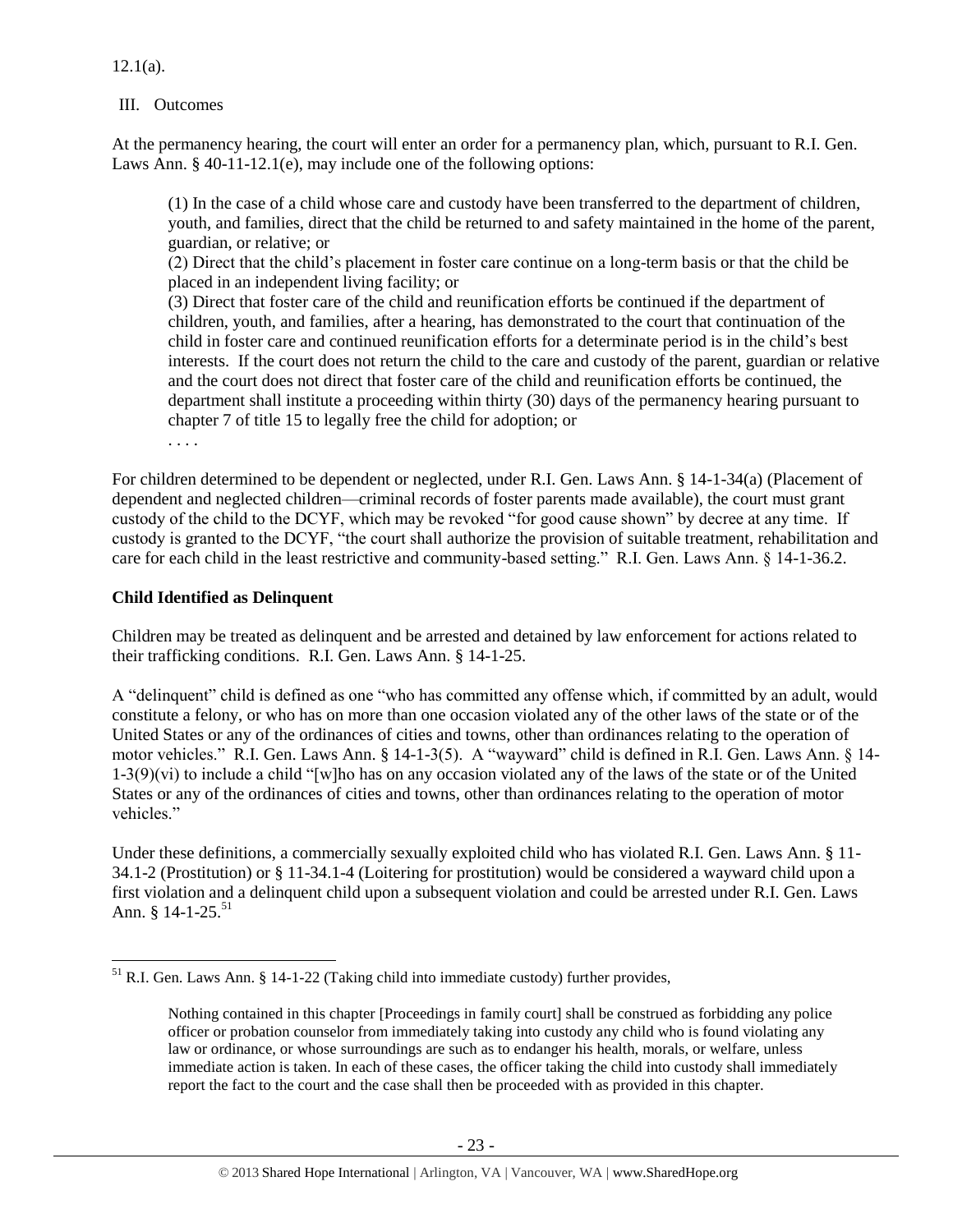12.1(a).

III. Outcomes

At the permanency hearing, the court will enter an order for a permanency plan, which, pursuant to R.I. Gen. Laws Ann. § 40-11-12.1(e), may include one of the following options:

> (1) In the case of a child whose care and custody have been transferred to the department of children, youth, and families, direct that the child be returned to and safety maintained in the home of the parent, guardian, or relative; or
>
> (2) Direct that the child's placement in foster care continue on a long-term basis or that the child be placed in an independent living facility; or
>
> (3) Direct that foster care of the child and reunification efforts be continued if the department of children, youth, and families, after a hearing, has demonstrated to the court that continuation of the child in foster care and continued reunification efforts for a determinate period is in the child's best interests. If the court does not return the child to the care and custody of the parent, guardian or relative and the court does not direct that foster care of the child and reunification efforts be continued, the department shall institute a proceeding within thirty (30) days of the permanency hearing pursuant to chapter 7 of title 15 to legally free the child for adoption; or
>
> . . . .

For children determined to be dependent or neglected, under R.I. Gen. Laws Ann. § 14-1-34(a) (Placement of dependent and neglected children—criminal records of foster parents made available), the court must grant custody of the child to the DCYF, which may be revoked "for good cause shown" by decree at any time. If custody is granted to the DCYF, "the court shall authorize the provision of suitable treatment, rehabilitation and care for each child in the least restrictive and community-based setting." R.I. Gen. Laws Ann. § 14-1-36.2.

**Child Identified as Delinquent**

Children may be treated as delinquent and be arrested and detained by law enforcement for actions related to their trafficking conditions. R.I. Gen. Laws Ann. § 14-1-25.

A "delinquent" child is defined as one "who has committed any offense which, if committed by an adult, would constitute a felony, or who has on more than one occasion violated any of the other laws of the state or of the United States or any of the ordinances of cities and towns, other than ordinances relating to the operation of motor vehicles." R.I. Gen. Laws Ann. § 14-1-3(5). A "wayward" child is defined in R.I. Gen. Laws Ann. § 14-1-3(9)(vi) to include a child "[w]ho has on any occasion violated any of the laws of the state or of the United States or any of the ordinances of cities and towns, other than ordinances relating to the operation of motor vehicles."

Under these definitions, a commercially sexually exploited child who has violated R.I. Gen. Laws Ann. § 11-34.1-2 (Prostitution) or § 11-34.1-4 (Loitering for prostitution) would be considered a wayward child upon a first violation and a delinquent child upon a subsequent violation and could be arrested under R.I. Gen. Laws Ann. § 14-1-25.[51]

---

[51] R.I. Gen. Laws Ann. § 14-1-22 (Taking child into immediate custody) further provides,

> Nothing contained in this chapter [Proceedings in family court] shall be construed as forbidding any police officer or probation counselor from immediately taking into custody any child who is found violating any law or ordinance, or whose surroundings are such as to endanger his health, morals, or welfare, unless immediate action is taken. In each of these cases, the officer taking the child into custody shall immediately report the fact to the court and the case shall then be proceeded with as provided in this chapter.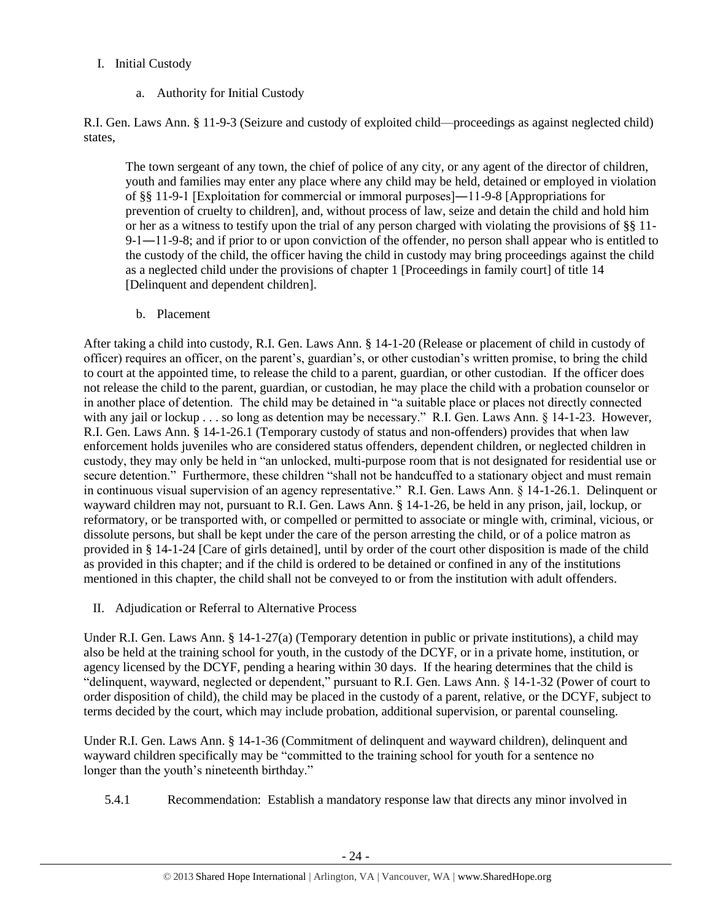I. Initial Custody

a. Authority for Initial Custody

R.I. Gen. Laws Ann. § 11-9-3 (Seizure and custody of exploited child—proceedings as against neglected child) states,

> The town sergeant of any town, the chief of police of any city, or any agent of the director of children, youth and families may enter any place where any child may be held, detained or employed in violation of §§ 11-9-1 [Exploitation for commercial or immoral purposes]―11-9-8 [Appropriations for prevention of cruelty to children], and, without process of law, seize and detain the child and hold him or her as a witness to testify upon the trial of any person charged with violating the provisions of §§ 11-9-1―11-9-8; and if prior to or upon conviction of the offender, no person shall appear who is entitled to the custody of the child, the officer having the child in custody may bring proceedings against the child as a neglected child under the provisions of chapter 1 [Proceedings in family court] of title 14 [Delinquent and dependent children].

b. Placement

After taking a child into custody, R.I. Gen. Laws Ann. § 14-1-20 (Release or placement of child in custody of officer) requires an officer, on the parent's, guardian's, or other custodian's written promise, to bring the child to court at the appointed time, to release the child to a parent, guardian, or other custodian. If the officer does not release the child to the parent, guardian, or custodian, he may place the child with a probation counselor or in another place of detention. The child may be detained in "a suitable place or places not directly connected with any jail or lockup . . . so long as detention may be necessary." R.I. Gen. Laws Ann. § 14-1-23. However, R.I. Gen. Laws Ann. § 14-1-26.1 (Temporary custody of status and non-offenders) provides that when law enforcement holds juveniles who are considered status offenders, dependent children, or neglected children in custody, they may only be held in "an unlocked, multi-purpose room that is not designated for residential use or secure detention." Furthermore, these children "shall not be handcuffed to a stationary object and must remain in continuous visual supervision of an agency representative." R.I. Gen. Laws Ann. § 14-1-26.1. Delinquent or wayward children may not, pursuant to R.I. Gen. Laws Ann. § 14-1-26, be held in any prison, jail, lockup, or reformatory, or be transported with, or compelled or permitted to associate or mingle with, criminal, vicious, or dissolute persons, but shall be kept under the care of the person arresting the child, or of a police matron as provided in § 14-1-24 [Care of girls detained], until by order of the court other disposition is made of the child as provided in this chapter; and if the child is ordered to be detained or confined in any of the institutions mentioned in this chapter, the child shall not be conveyed to or from the institution with adult offenders.

II. Adjudication or Referral to Alternative Process

Under R.I. Gen. Laws Ann. § 14-1-27(a) (Temporary detention in public or private institutions), a child may also be held at the training school for youth, in the custody of the DCYF, or in a private home, institution, or agency licensed by the DCYF, pending a hearing within 30 days. If the hearing determines that the child is "delinquent, wayward, neglected or dependent," pursuant to R.I. Gen. Laws Ann. § 14-1-32 (Power of court to order disposition of child), the child may be placed in the custody of a parent, relative, or the DCYF, subject to terms decided by the court, which may include probation, additional supervision, or parental counseling.

Under R.I. Gen. Laws Ann. § 14-1-36 (Commitment of delinquent and wayward children), delinquent and wayward children specifically may be "committed to the training school for youth for a sentence no longer than the youth's nineteenth birthday."

5.4.1 Recommendation: Establish a mandatory response law that directs any minor involved in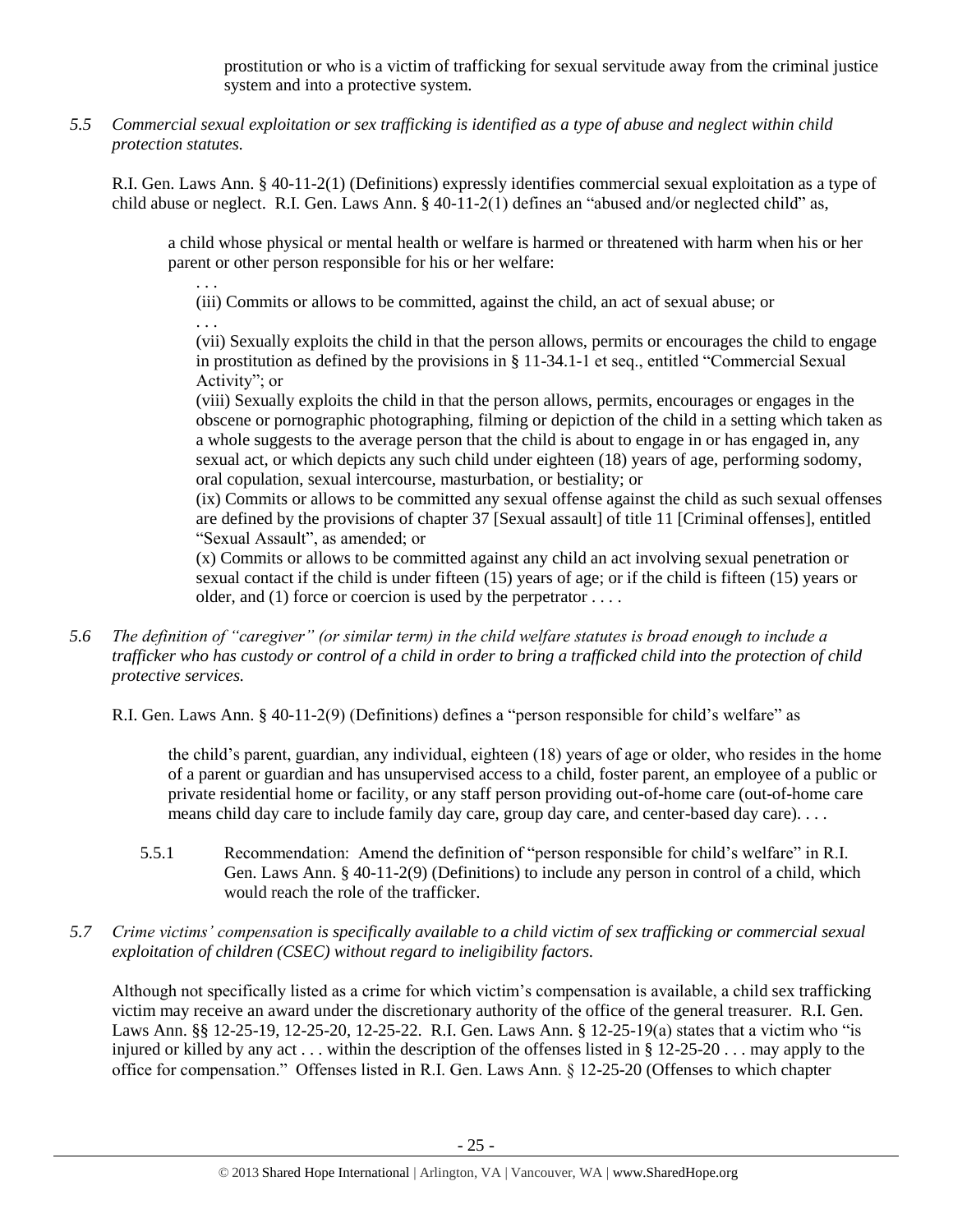prostitution or who is a victim of trafficking for sexual servitude away from the criminal justice system and into a protective system.

*5.5 Commercial sexual exploitation or sex trafficking is identified as a type of abuse and neglect within child protection statutes.*

R.I. Gen. Laws Ann. § 40-11-2(1) (Definitions) expressly identifies commercial sexual exploitation as a type of child abuse or neglect. R.I. Gen. Laws Ann. § 40-11-2(1) defines an "abused and/or neglected child" as,

> a child whose physical or mental health or welfare is harmed or threatened with harm when his or her parent or other person responsible for his or her welfare:
>
> . . .
>
> (iii) Commits or allows to be committed, against the child, an act of sexual abuse; or
>
> . . .
>
> (vii) Sexually exploits the child in that the person allows, permits or encourages the child to engage in prostitution as defined by the provisions in § 11-34.1-1 et seq., entitled "Commercial Sexual Activity"; or
>
> (viii) Sexually exploits the child in that the person allows, permits, encourages or engages in the obscene or pornographic photographing, filming or depiction of the child in a setting which taken as a whole suggests to the average person that the child is about to engage in or has engaged in, any sexual act, or which depicts any such child under eighteen (18) years of age, performing sodomy, oral copulation, sexual intercourse, masturbation, or bestiality; or
>
> (ix) Commits or allows to be committed any sexual offense against the child as such sexual offenses are defined by the provisions of chapter 37 [Sexual assault] of title 11 [Criminal offenses], entitled "Sexual Assault", as amended; or
>
> (x) Commits or allows to be committed against any child an act involving sexual penetration or sexual contact if the child is under fifteen (15) years of age; or if the child is fifteen (15) years or older, and (1) force or coercion is used by the perpetrator . . . .

*5.6 The definition of "caregiver" (or similar term) in the child welfare statutes is broad enough to include a trafficker who has custody or control of a child in order to bring a trafficked child into the protection of child protective services.*

R.I. Gen. Laws Ann. § 40-11-2(9) (Definitions) defines a "person responsible for child's welfare" as

> the child's parent, guardian, any individual, eighteen (18) years of age or older, who resides in the home of a parent or guardian and has unsupervised access to a child, foster parent, an employee of a public or private residential home or facility, or any staff person providing out-of-home care (out-of-home care means child day care to include family day care, group day care, and center-based day care). . . .

5.5.1 Recommendation: Amend the definition of "person responsible for child's welfare" in R.I. Gen. Laws Ann. § 40-11-2(9) (Definitions) to include any person in control of a child, which would reach the role of the trafficker.

*5.7 Crime victims' compensation is specifically available to a child victim of sex trafficking or commercial sexual exploitation of children (CSEC) without regard to ineligibility factors.*

Although not specifically listed as a crime for which victim's compensation is available, a child sex trafficking victim may receive an award under the discretionary authority of the office of the general treasurer. R.I. Gen. Laws Ann. §§ 12-25-19, 12-25-20, 12-25-22. R.I. Gen. Laws Ann. § 12-25-19(a) states that a victim who "is injured or killed by any act . . . within the description of the offenses listed in § 12-25-20 . . . may apply to the office for compensation." Offenses listed in R.I. Gen. Laws Ann. § 12-25-20 (Offenses to which chapter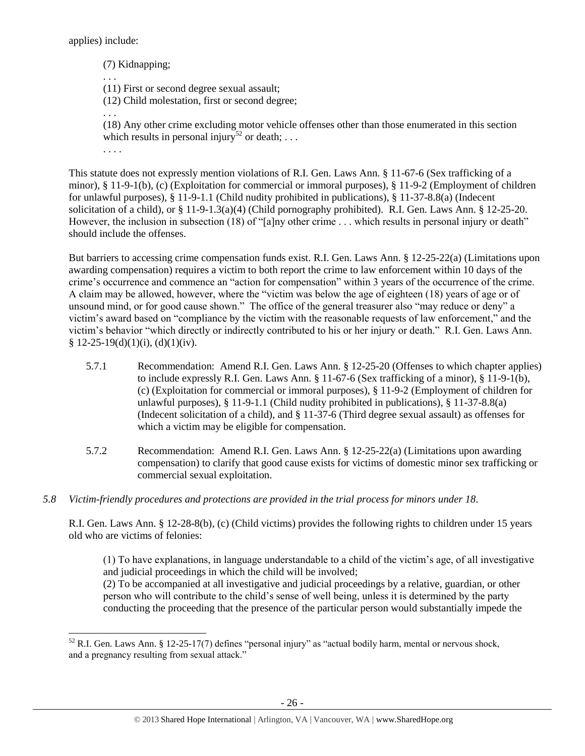applies) include:

> (7) Kidnapping;
> . . .
> (11) First or second degree sexual assault;
> (12) Child molestation, first or second degree;
> . . .
> (18) Any other crime excluding motor vehicle offenses other than those enumerated in this section which results in personal injury[52] or death; . . .
> . . . .

This statute does not expressly mention violations of R.I. Gen. Laws Ann. § 11-67-6 (Sex trafficking of a minor), § 11-9-1(b), (c) (Exploitation for commercial or immoral purposes), § 11-9-2 (Employment of children for unlawful purposes), § 11-9-1.1 (Child nudity prohibited in publications), § 11-37-8.8(a) (Indecent solicitation of a child), or § 11-9-1.3(a)(4) (Child pornography prohibited). R.I. Gen. Laws Ann. § 12-25-20. However, the inclusion in subsection (18) of "[a]ny other crime . . . which results in personal injury or death" should include the offenses.

But barriers to accessing crime compensation funds exist. R.I. Gen. Laws Ann. § 12-25-22(a) (Limitations upon awarding compensation) requires a victim to both report the crime to law enforcement within 10 days of the crime's occurrence and commence an "action for compensation" within 3 years of the occurrence of the crime. A claim may be allowed, however, where the "victim was below the age of eighteen (18) years of age or of unsound mind, or for good cause shown." The office of the general treasurer also "may reduce or deny" a victim's award based on "compliance by the victim with the reasonable requests of law enforcement," and the victim's behavior "which directly or indirectly contributed to his or her injury or death." R.I. Gen. Laws Ann. § 12-25-19(d)(1)(i), (d)(1)(iv).

5.7.1 Recommendation: Amend R.I. Gen. Laws Ann. § 12-25-20 (Offenses to which chapter applies) to include expressly R.I. Gen. Laws Ann. § 11-67-6 (Sex trafficking of a minor), § 11-9-1(b), (c) (Exploitation for commercial or immoral purposes), § 11-9-2 (Employment of children for unlawful purposes), § 11-9-1.1 (Child nudity prohibited in publications), § 11-37-8.8(a) (Indecent solicitation of a child), and § 11-37-6 (Third degree sexual assault) as offenses for which a victim may be eligible for compensation.

5.7.2 Recommendation: Amend R.I. Gen. Laws Ann. § 12-25-22(a) (Limitations upon awarding compensation) to clarify that good cause exists for victims of domestic minor sex trafficking or commercial sexual exploitation.

*5.8 Victim-friendly procedures and protections are provided in the trial process for minors under 18.*

R.I. Gen. Laws Ann. § 12-28-8(b), (c) (Child victims) provides the following rights to children under 15 years old who are victims of felonies:

> (1) To have explanations, in language understandable to a child of the victim's age, of all investigative and judicial proceedings in which the child will be involved;
> (2) To be accompanied at all investigative and judicial proceedings by a relative, guardian, or other person who will contribute to the child's sense of well being, unless it is determined by the party conducting the proceeding that the presence of the particular person would substantially impede the

[52] R.I. Gen. Laws Ann. § 12-25-17(7) defines "personal injury" as "actual bodily harm, mental or nervous shock, and a pregnancy resulting from sexual attack."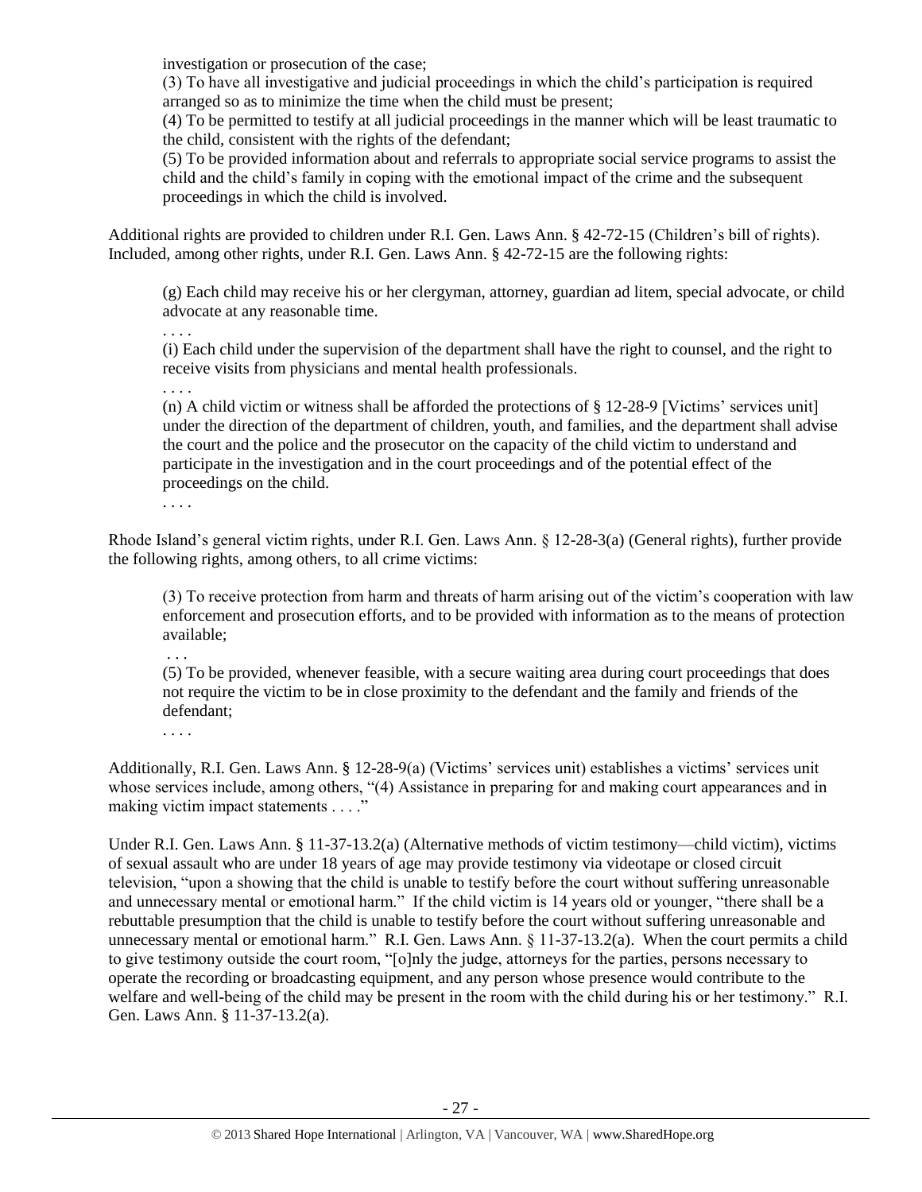investigation or prosecution of the case;

(3) To have all investigative and judicial proceedings in which the child's participation is required arranged so as to minimize the time when the child must be present;

(4) To be permitted to testify at all judicial proceedings in the manner which will be least traumatic to the child, consistent with the rights of the defendant;

(5) To be provided information about and referrals to appropriate social service programs to assist the child and the child's family in coping with the emotional impact of the crime and the subsequent proceedings in which the child is involved.

Additional rights are provided to children under R.I. Gen. Laws Ann. § 42-72-15 (Children's bill of rights). Included, among other rights, under R.I. Gen. Laws Ann. § 42-72-15 are the following rights:

> (g) Each child may receive his or her clergyman, attorney, guardian ad litem, special advocate, or child advocate at any reasonable time.
>
> . . . .
>
> (i) Each child under the supervision of the department shall have the right to counsel, and the right to receive visits from physicians and mental health professionals.
>
> . . . .
>
> (n) A child victim or witness shall be afforded the protections of § 12-28-9 [Victims' services unit] under the direction of the department of children, youth, and families, and the department shall advise the court and the police and the prosecutor on the capacity of the child victim to understand and participate in the investigation and in the court proceedings and of the potential effect of the proceedings on the child.
>
> . . . .

Rhode Island's general victim rights, under R.I. Gen. Laws Ann. § 12-28-3(a) (General rights), further provide the following rights, among others, to all crime victims:

> (3) To receive protection from harm and threats of harm arising out of the victim's cooperation with law enforcement and prosecution efforts, and to be provided with information as to the means of protection available;
>
> . . .
>
> (5) To be provided, whenever feasible, with a secure waiting area during court proceedings that does not require the victim to be in close proximity to the defendant and the family and friends of the defendant;
>
> . . . .

Additionally, R.I. Gen. Laws Ann. § 12-28-9(a) (Victims' services unit) establishes a victims' services unit whose services include, among others, "(4) Assistance in preparing for and making court appearances and in making victim impact statements . . . ."

Under R.I. Gen. Laws Ann. § 11-37-13.2(a) (Alternative methods of victim testimony—child victim), victims of sexual assault who are under 18 years of age may provide testimony via videotape or closed circuit television, "upon a showing that the child is unable to testify before the court without suffering unreasonable and unnecessary mental or emotional harm." If the child victim is 14 years old or younger, "there shall be a rebuttable presumption that the child is unable to testify before the court without suffering unreasonable and unnecessary mental or emotional harm." R.I. Gen. Laws Ann. § 11-37-13.2(a). When the court permits a child to give testimony outside the court room, "[o]nly the judge, attorneys for the parties, persons necessary to operate the recording or broadcasting equipment, and any person whose presence would contribute to the welfare and well-being of the child may be present in the room with the child during his or her testimony." R.I. Gen. Laws Ann. § 11-37-13.2(a).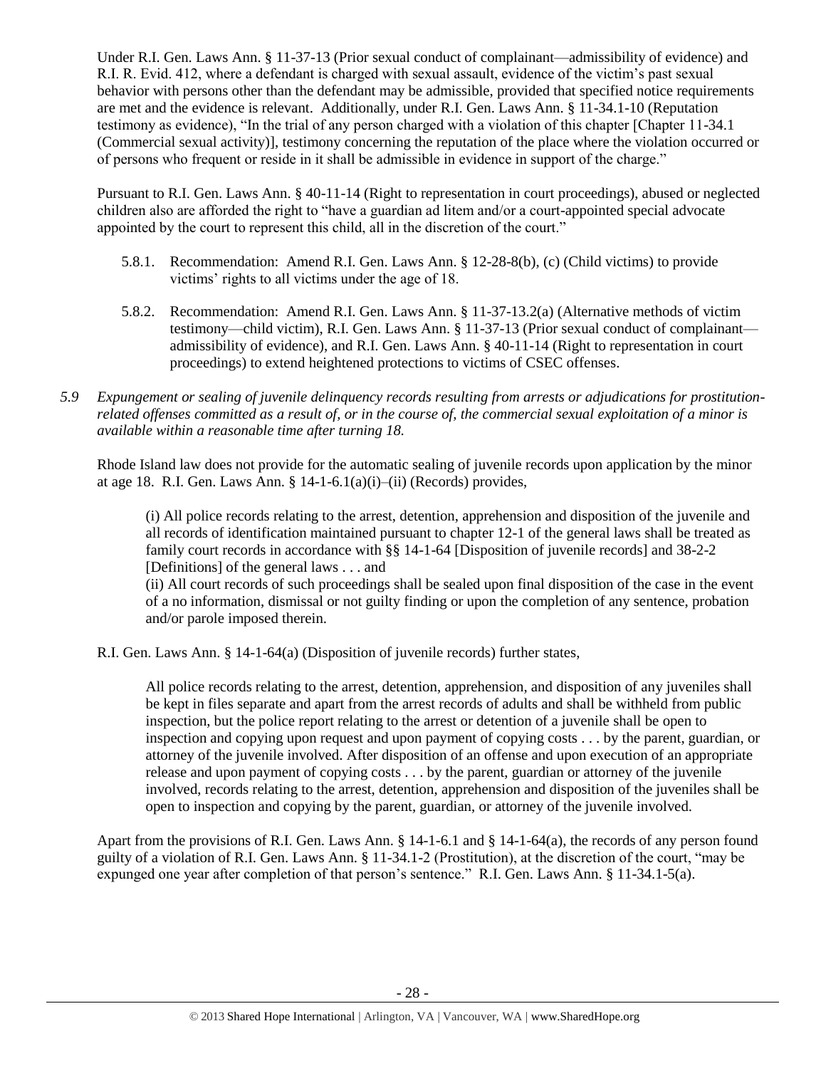Under R.I. Gen. Laws Ann. § 11-37-13 (Prior sexual conduct of complainant—admissibility of evidence) and R.I. R. Evid. 412, where a defendant is charged with sexual assault, evidence of the victim's past sexual behavior with persons other than the defendant may be admissible, provided that specified notice requirements are met and the evidence is relevant. Additionally, under R.I. Gen. Laws Ann. § 11-34.1-10 (Reputation testimony as evidence), "In the trial of any person charged with a violation of this chapter [Chapter 11-34.1 (Commercial sexual activity)], testimony concerning the reputation of the place where the violation occurred or of persons who frequent or reside in it shall be admissible in evidence in support of the charge."

Pursuant to R.I. Gen. Laws Ann. § 40-11-14 (Right to representation in court proceedings), abused or neglected children also are afforded the right to "have a guardian ad litem and/or a court-appointed special advocate appointed by the court to represent this child, all in the discretion of the court."

5.8.1. Recommendation: Amend R.I. Gen. Laws Ann. § 12-28-8(b), (c) (Child victims) to provide victims' rights to all victims under the age of 18.

5.8.2. Recommendation: Amend R.I. Gen. Laws Ann. § 11-37-13.2(a) (Alternative methods of victim testimony—child victim), R.I. Gen. Laws Ann. § 11-37-13 (Prior sexual conduct of complainant—admissibility of evidence), and R.I. Gen. Laws Ann. § 40-11-14 (Right to representation in court proceedings) to extend heightened protections to victims of CSEC offenses.

*5.9 Expungement or sealing of juvenile delinquency records resulting from arrests or adjudications for prostitution-related offenses committed as a result of, or in the course of, the commercial sexual exploitation of a minor is available within a reasonable time after turning 18.*

Rhode Island law does not provide for the automatic sealing of juvenile records upon application by the minor at age 18. R.I. Gen. Laws Ann. § 14-1-6.1(a)(i)–(ii) (Records) provides,

> (i) All police records relating to the arrest, detention, apprehension and disposition of the juvenile and all records of identification maintained pursuant to chapter 12-1 of the general laws shall be treated as family court records in accordance with §§ 14-1-64 [Disposition of juvenile records] and 38-2-2 [Definitions] of the general laws . . . and
>
> (ii) All court records of such proceedings shall be sealed upon final disposition of the case in the event of a no information, dismissal or not guilty finding or upon the completion of any sentence, probation and/or parole imposed therein.

R.I. Gen. Laws Ann. § 14-1-64(a) (Disposition of juvenile records) further states,

> All police records relating to the arrest, detention, apprehension, and disposition of any juveniles shall be kept in files separate and apart from the arrest records of adults and shall be withheld from public inspection, but the police report relating to the arrest or detention of a juvenile shall be open to inspection and copying upon request and upon payment of copying costs . . . by the parent, guardian, or attorney of the juvenile involved. After disposition of an offense and upon execution of an appropriate release and upon payment of copying costs . . . by the parent, guardian or attorney of the juvenile involved, records relating to the arrest, detention, apprehension and disposition of the juveniles shall be open to inspection and copying by the parent, guardian, or attorney of the juvenile involved.

Apart from the provisions of R.I. Gen. Laws Ann. § 14-1-6.1 and § 14-1-64(a), the records of any person found guilty of a violation of R.I. Gen. Laws Ann. § 11-34.1-2 (Prostitution), at the discretion of the court, "may be expunged one year after completion of that person's sentence." R.I. Gen. Laws Ann. § 11-34.1-5(a).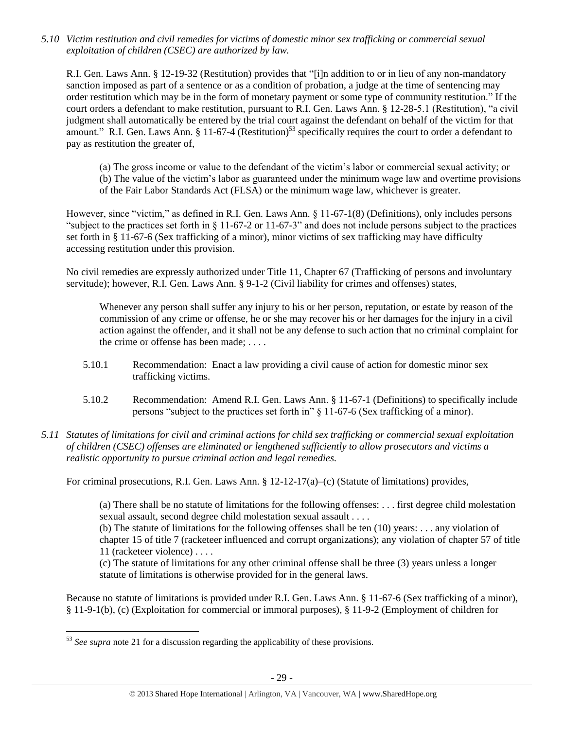*5.10 Victim restitution and civil remedies for victims of domestic minor sex trafficking or commercial sexual exploitation of children (CSEC) are authorized by law.*

R.I. Gen. Laws Ann. § 12-19-32 (Restitution) provides that "[i]n addition to or in lieu of any non-mandatory sanction imposed as part of a sentence or as a condition of probation, a judge at the time of sentencing may order restitution which may be in the form of monetary payment or some type of community restitution." If the court orders a defendant to make restitution, pursuant to R.I. Gen. Laws Ann. § 12-28-5.1 (Restitution), "a civil judgment shall automatically be entered by the trial court against the defendant on behalf of the victim for that amount." R.I. Gen. Laws Ann. § 11-67-4 (Restitution)[53] specifically requires the court to order a defendant to pay as restitution the greater of,

> (a) The gross income or value to the defendant of the victim's labor or commercial sexual activity; or
> (b) The value of the victim's labor as guaranteed under the minimum wage law and overtime provisions of the Fair Labor Standards Act (FLSA) or the minimum wage law, whichever is greater.

However, since "victim," as defined in R.I. Gen. Laws Ann. § 11-67-1(8) (Definitions), only includes persons "subject to the practices set forth in § 11-67-2 or 11-67-3" and does not include persons subject to the practices set forth in § 11-67-6 (Sex trafficking of a minor), minor victims of sex trafficking may have difficulty accessing restitution under this provision.

No civil remedies are expressly authorized under Title 11, Chapter 67 (Trafficking of persons and involuntary servitude); however, R.I. Gen. Laws Ann. § 9-1-2 (Civil liability for crimes and offenses) states,

> Whenever any person shall suffer any injury to his or her person, reputation, or estate by reason of the commission of any crime or offense, he or she may recover his or her damages for the injury in a civil action against the offender, and it shall not be any defense to such action that no criminal complaint for the crime or offense has been made; . . . .

5.10.1 Recommendation: Enact a law providing a civil cause of action for domestic minor sex trafficking victims.

5.10.2 Recommendation: Amend R.I. Gen. Laws Ann. § 11-67-1 (Definitions) to specifically include persons "subject to the practices set forth in" § 11-67-6 (Sex trafficking of a minor).

*5.11 Statutes of limitations for civil and criminal actions for child sex trafficking or commercial sexual exploitation of children (CSEC) offenses are eliminated or lengthened sufficiently to allow prosecutors and victims a realistic opportunity to pursue criminal action and legal remedies.*

For criminal prosecutions, R.I. Gen. Laws Ann. § 12-12-17(a)–(c) (Statute of limitations) provides,

> (a) There shall be no statute of limitations for the following offenses: . . . first degree child molestation sexual assault, second degree child molestation sexual assault . . . .
> (b) The statute of limitations for the following offenses shall be ten (10) years: . . . any violation of chapter 15 of title 7 (racketeer influenced and corrupt organizations); any violation of chapter 57 of title 11 (racketeer violence) . . . .
> (c) The statute of limitations for any other criminal offense shall be three (3) years unless a longer statute of limitations is otherwise provided for in the general laws.

Because no statute of limitations is provided under R.I. Gen. Laws Ann. § 11-67-6 (Sex trafficking of a minor), § 11-9-1(b), (c) (Exploitation for commercial or immoral purposes), § 11-9-2 (Employment of children for

---

[53] *See supra* note 21 for a discussion regarding the applicability of these provisions.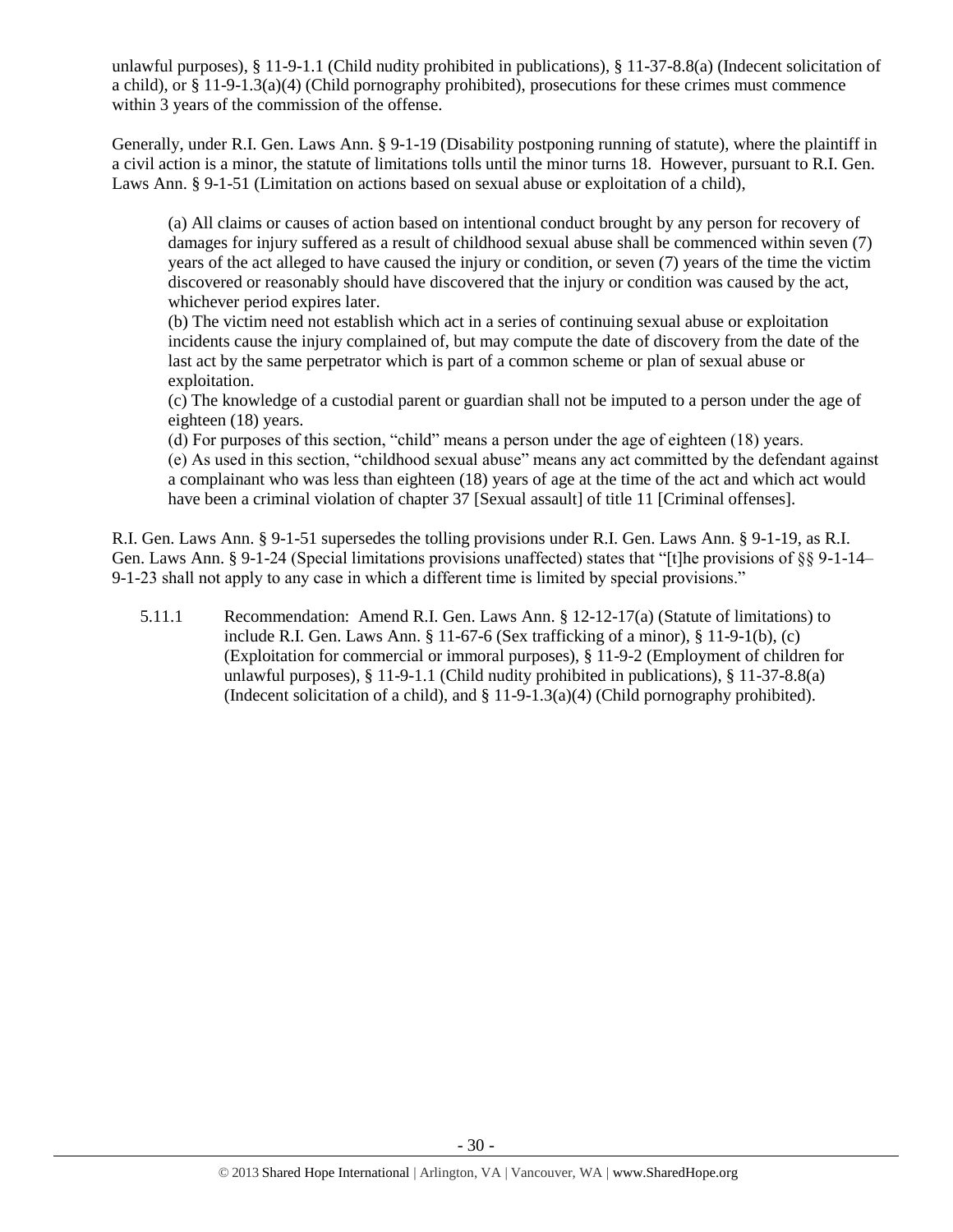unlawful purposes), § 11-9-1.1 (Child nudity prohibited in publications), § 11-37-8.8(a) (Indecent solicitation of a child), or § 11-9-1.3(a)(4) (Child pornography prohibited), prosecutions for these crimes must commence within 3 years of the commission of the offense.

Generally, under R.I. Gen. Laws Ann. § 9-1-19 (Disability postponing running of statute), where the plaintiff in a civil action is a minor, the statute of limitations tolls until the minor turns 18. However, pursuant to R.I. Gen. Laws Ann. § 9-1-51 (Limitation on actions based on sexual abuse or exploitation of a child),

> (a) All claims or causes of action based on intentional conduct brought by any person for recovery of damages for injury suffered as a result of childhood sexual abuse shall be commenced within seven (7) years of the act alleged to have caused the injury or condition, or seven (7) years of the time the victim discovered or reasonably should have discovered that the injury or condition was caused by the act, whichever period expires later.
> (b) The victim need not establish which act in a series of continuing sexual abuse or exploitation incidents cause the injury complained of, but may compute the date of discovery from the date of the last act by the same perpetrator which is part of a common scheme or plan of sexual abuse or exploitation.
> (c) The knowledge of a custodial parent or guardian shall not be imputed to a person under the age of eighteen (18) years.
> (d) For purposes of this section, "child" means a person under the age of eighteen (18) years.
> (e) As used in this section, "childhood sexual abuse" means any act committed by the defendant against a complainant who was less than eighteen (18) years of age at the time of the act and which act would have been a criminal violation of chapter 37 [Sexual assault] of title 11 [Criminal offenses].

R.I. Gen. Laws Ann. § 9-1-51 supersedes the tolling provisions under R.I. Gen. Laws Ann. § 9-1-19, as R.I. Gen. Laws Ann. § 9-1-24 (Special limitations provisions unaffected) states that "[t]he provisions of §§ 9-1-14–9-1-23 shall not apply to any case in which a different time is limited by special provisions."

5.11.1 Recommendation: Amend R.I. Gen. Laws Ann. § 12-12-17(a) (Statute of limitations) to include R.I. Gen. Laws Ann. § 11-67-6 (Sex trafficking of a minor), § 11-9-1(b), (c) (Exploitation for commercial or immoral purposes), § 11-9-2 (Employment of children for unlawful purposes), § 11-9-1.1 (Child nudity prohibited in publications), § 11-37-8.8(a) (Indecent solicitation of a child), and § 11-9-1.3(a)(4) (Child pornography prohibited).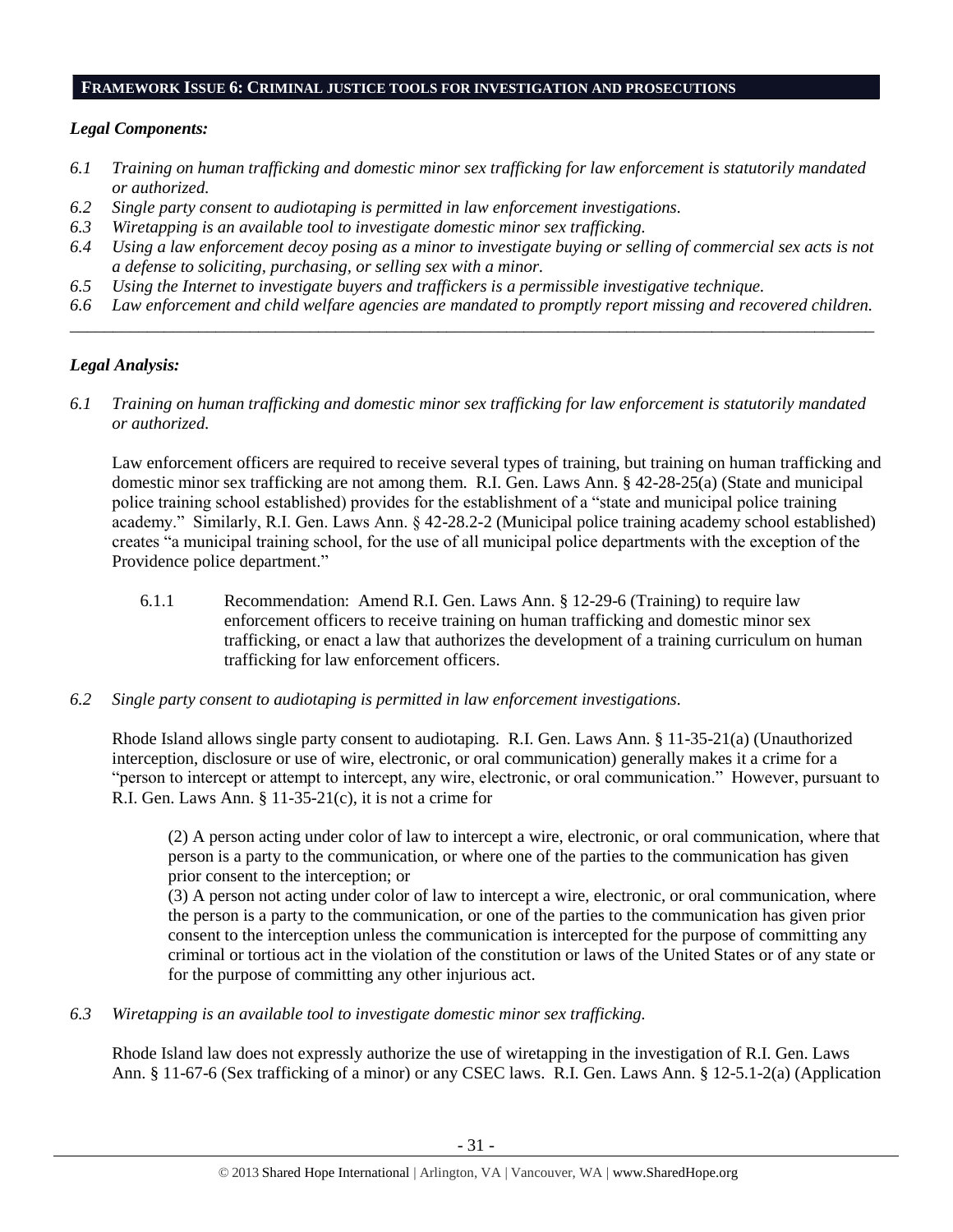## FRAMEWORK ISSUE 6: CRIMINAL JUSTICE TOOLS FOR INVESTIGATION AND PROSECUTIONS

### *Legal Components:*

*6.1 Training on human trafficking and domestic minor sex trafficking for law enforcement is statutorily mandated or authorized.*

*6.2 Single party consent to audiotaping is permitted in law enforcement investigations.*

*6.3 Wiretapping is an available tool to investigate domestic minor sex trafficking.*

*6.4 Using a law enforcement decoy posing as a minor to investigate buying or selling of commercial sex acts is not a defense to soliciting, purchasing, or selling sex with a minor.*

*6.5 Using the Internet to investigate buyers and traffickers is a permissible investigative technique.*

*6.6 Law enforcement and child welfare agencies are mandated to promptly report missing and recovered children.*

---

### *Legal Analysis:*

*6.1 Training on human trafficking and domestic minor sex trafficking for law enforcement is statutorily mandated or authorized.*

Law enforcement officers are required to receive several types of training, but training on human trafficking and domestic minor sex trafficking are not among them. R.I. Gen. Laws Ann. § 42-28-25(a) (State and municipal police training school established) provides for the establishment of a "state and municipal police training academy." Similarly, R.I. Gen. Laws Ann. § 42-28.2-2 (Municipal police training academy school established) creates "a municipal training school, for the use of all municipal police departments with the exception of the Providence police department."

> 6.1.1 Recommendation: Amend R.I. Gen. Laws Ann. § 12-29-6 (Training) to require law enforcement officers to receive training on human trafficking and domestic minor sex trafficking, or enact a law that authorizes the development of a training curriculum on human trafficking for law enforcement officers.

*6.2 Single party consent to audiotaping is permitted in law enforcement investigations.*

Rhode Island allows single party consent to audiotaping. R.I. Gen. Laws Ann. § 11-35-21(a) (Unauthorized interception, disclosure or use of wire, electronic, or oral communication) generally makes it a crime for a "person to intercept or attempt to intercept, any wire, electronic, or oral communication." However, pursuant to R.I. Gen. Laws Ann. § 11-35-21(c), it is not a crime for

> (2) A person acting under color of law to intercept a wire, electronic, or oral communication, where that person is a party to the communication, or where one of the parties to the communication has given prior consent to the interception; or
>
> (3) A person not acting under color of law to intercept a wire, electronic, or oral communication, where the person is a party to the communication, or one of the parties to the communication has given prior consent to the interception unless the communication is intercepted for the purpose of committing any criminal or tortious act in the violation of the constitution or laws of the United States or of any state or for the purpose of committing any other injurious act.

*6.3 Wiretapping is an available tool to investigate domestic minor sex trafficking.*

Rhode Island law does not expressly authorize the use of wiretapping in the investigation of R.I. Gen. Laws Ann. § 11-67-6 (Sex trafficking of a minor) or any CSEC laws. R.I. Gen. Laws Ann. § 12-5.1-2(a) (Application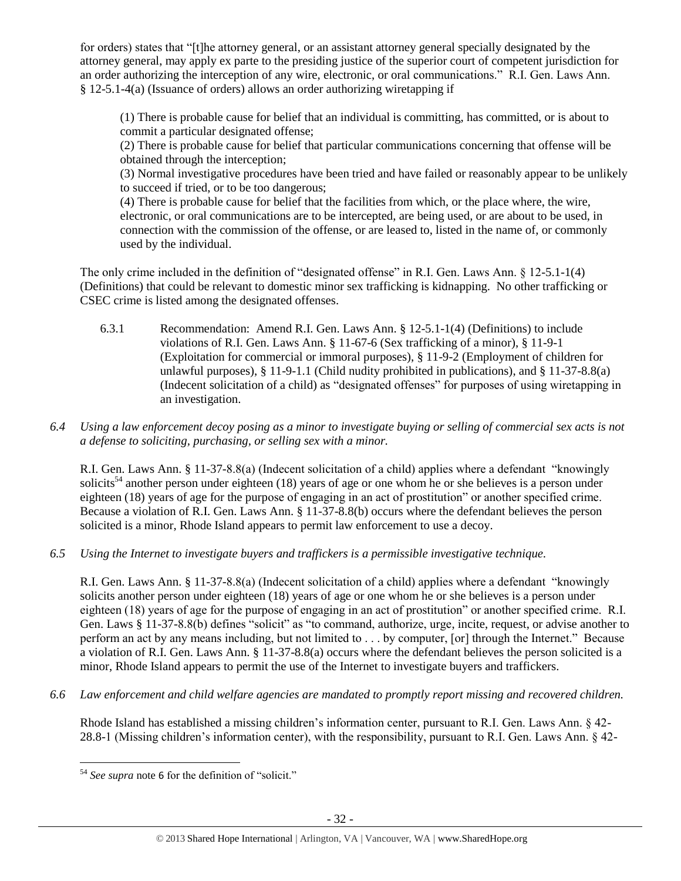for orders) states that "[t]he attorney general, or an assistant attorney general specially designated by the attorney general, may apply ex parte to the presiding justice of the superior court of competent jurisdiction for an order authorizing the interception of any wire, electronic, or oral communications." R.I. Gen. Laws Ann. § 12-5.1-4(a) (Issuance of orders) allows an order authorizing wiretapping if

> (1) There is probable cause for belief that an individual is committing, has committed, or is about to commit a particular designated offense;
> (2) There is probable cause for belief that particular communications concerning that offense will be obtained through the interception;
> (3) Normal investigative procedures have been tried and have failed or reasonably appear to be unlikely to succeed if tried, or to be too dangerous;
> (4) There is probable cause for belief that the facilities from which, or the place where, the wire, electronic, or oral communications are to be intercepted, are being used, or are about to be used, in connection with the commission of the offense, or are leased to, listed in the name of, or commonly used by the individual.

The only crime included in the definition of "designated offense" in R.I. Gen. Laws Ann. § 12-5.1-1(4) (Definitions) that could be relevant to domestic minor sex trafficking is kidnapping. No other trafficking or CSEC crime is listed among the designated offenses.

6.3.1 Recommendation: Amend R.I. Gen. Laws Ann. § 12-5.1-1(4) (Definitions) to include violations of R.I. Gen. Laws Ann. § 11-67-6 (Sex trafficking of a minor), § 11-9-1 (Exploitation for commercial or immoral purposes), § 11-9-2 (Employment of children for unlawful purposes), § 11-9-1.1 (Child nudity prohibited in publications), and § 11-37-8.8(a) (Indecent solicitation of a child) as "designated offenses" for purposes of using wiretapping in an investigation.

*6.4 Using a law enforcement decoy posing as a minor to investigate buying or selling of commercial sex acts is not a defense to soliciting, purchasing, or selling sex with a minor.*

R.I. Gen. Laws Ann. § 11-37-8.8(a) (Indecent solicitation of a child) applies where a defendant "knowingly solicits[54] another person under eighteen (18) years of age or one whom he or she believes is a person under eighteen (18) years of age for the purpose of engaging in an act of prostitution" or another specified crime. Because a violation of R.I. Gen. Laws Ann. § 11-37-8.8(b) occurs where the defendant believes the person solicited is a minor, Rhode Island appears to permit law enforcement to use a decoy.

*6.5 Using the Internet to investigate buyers and traffickers is a permissible investigative technique.*

R.I. Gen. Laws Ann. § 11-37-8.8(a) (Indecent solicitation of a child) applies where a defendant "knowingly solicits another person under eighteen (18) years of age or one whom he or she believes is a person under eighteen (18) years of age for the purpose of engaging in an act of prostitution" or another specified crime. R.I. Gen. Laws § 11-37-8.8(b) defines "solicit" as "to command, authorize, urge, incite, request, or advise another to perform an act by any means including, but not limited to . . . by computer, [or] through the Internet." Because a violation of R.I. Gen. Laws Ann. § 11-37-8.8(a) occurs where the defendant believes the person solicited is a minor, Rhode Island appears to permit the use of the Internet to investigate buyers and traffickers.

*6.6 Law enforcement and child welfare agencies are mandated to promptly report missing and recovered children.*

Rhode Island has established a missing children's information center, pursuant to R.I. Gen. Laws Ann. § 42-28.8-1 (Missing children's information center), with the responsibility, pursuant to R.I. Gen. Laws Ann. § 42-

---

[54] *See supra* note 6 for the definition of "solicit."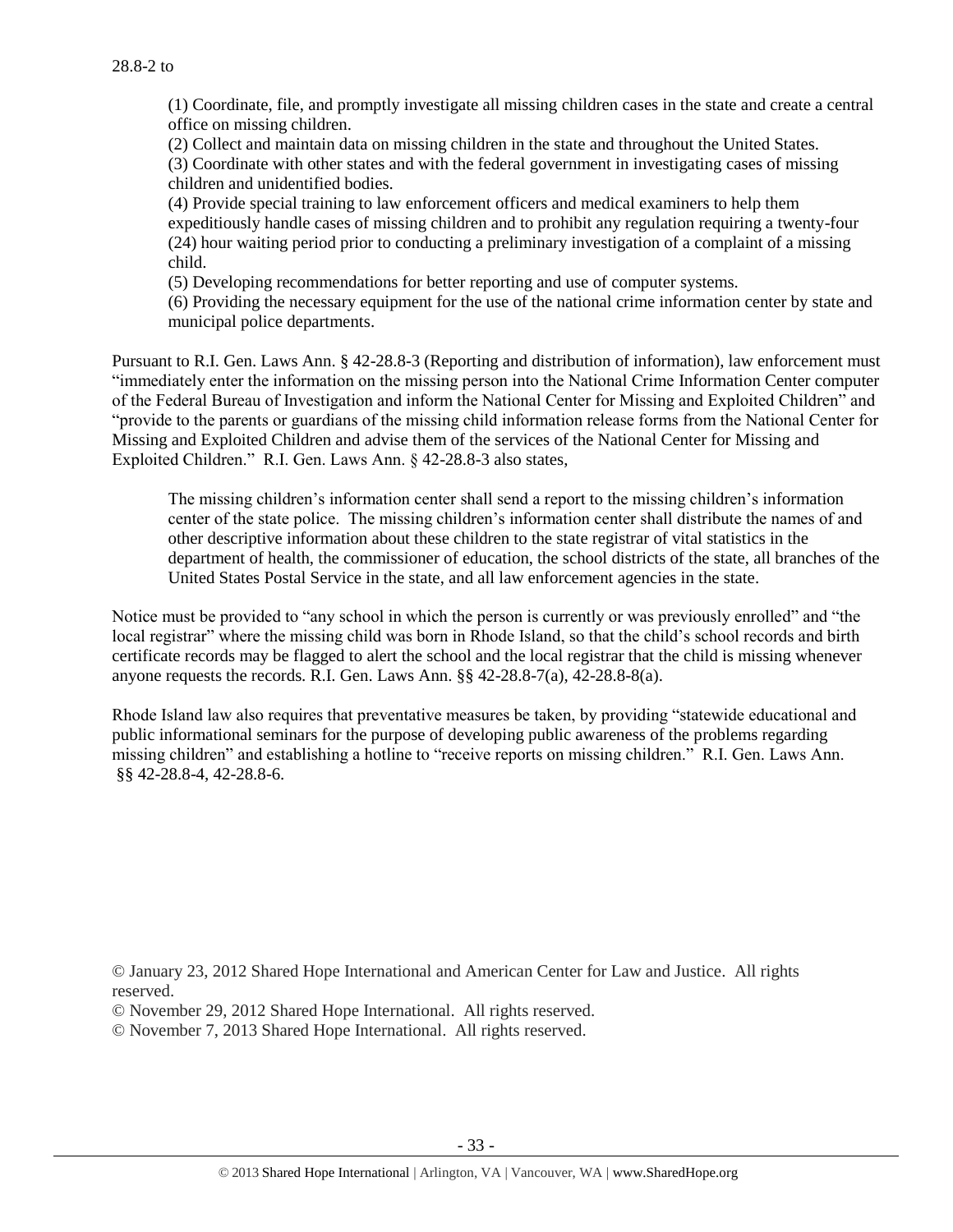28.8-2 to

(1) Coordinate, file, and promptly investigate all missing children cases in the state and create a central office on missing children.
(2) Collect and maintain data on missing children in the state and throughout the United States.
(3) Coordinate with other states and with the federal government in investigating cases of missing children and unidentified bodies.
(4) Provide special training to law enforcement officers and medical examiners to help them expeditiously handle cases of missing children and to prohibit any regulation requiring a twenty-four (24) hour waiting period prior to conducting a preliminary investigation of a complaint of a missing child.
(5) Developing recommendations for better reporting and use of computer systems.
(6) Providing the necessary equipment for the use of the national crime information center by state and municipal police departments.

Pursuant to R.I. Gen. Laws Ann. § 42-28.8-3 (Reporting and distribution of information), law enforcement must "immediately enter the information on the missing person into the National Crime Information Center computer of the Federal Bureau of Investigation and inform the National Center for Missing and Exploited Children" and "provide to the parents or guardians of the missing child information release forms from the National Center for Missing and Exploited Children and advise them of the services of the National Center for Missing and Exploited Children." R.I. Gen. Laws Ann. § 42-28.8-3 also states,

> The missing children's information center shall send a report to the missing children's information center of the state police. The missing children's information center shall distribute the names of and other descriptive information about these children to the state registrar of vital statistics in the department of health, the commissioner of education, the school districts of the state, all branches of the United States Postal Service in the state, and all law enforcement agencies in the state.

Notice must be provided to "any school in which the person is currently or was previously enrolled" and "the local registrar" where the missing child was born in Rhode Island, so that the child's school records and birth certificate records may be flagged to alert the school and the local registrar that the child is missing whenever anyone requests the records. R.I. Gen. Laws Ann. §§ 42-28.8-7(a), 42-28.8-8(a).

Rhode Island law also requires that preventative measures be taken, by providing "statewide educational and public informational seminars for the purpose of developing public awareness of the problems regarding missing children" and establishing a hotline to "receive reports on missing children." R.I. Gen. Laws Ann. §§ 42-28.8-4, 42-28.8-6.

© January 23, 2012 Shared Hope International and American Center for Law and Justice. All rights reserved.
© November 29, 2012 Shared Hope International. All rights reserved.
© November 7, 2013 Shared Hope International. All rights reserved.